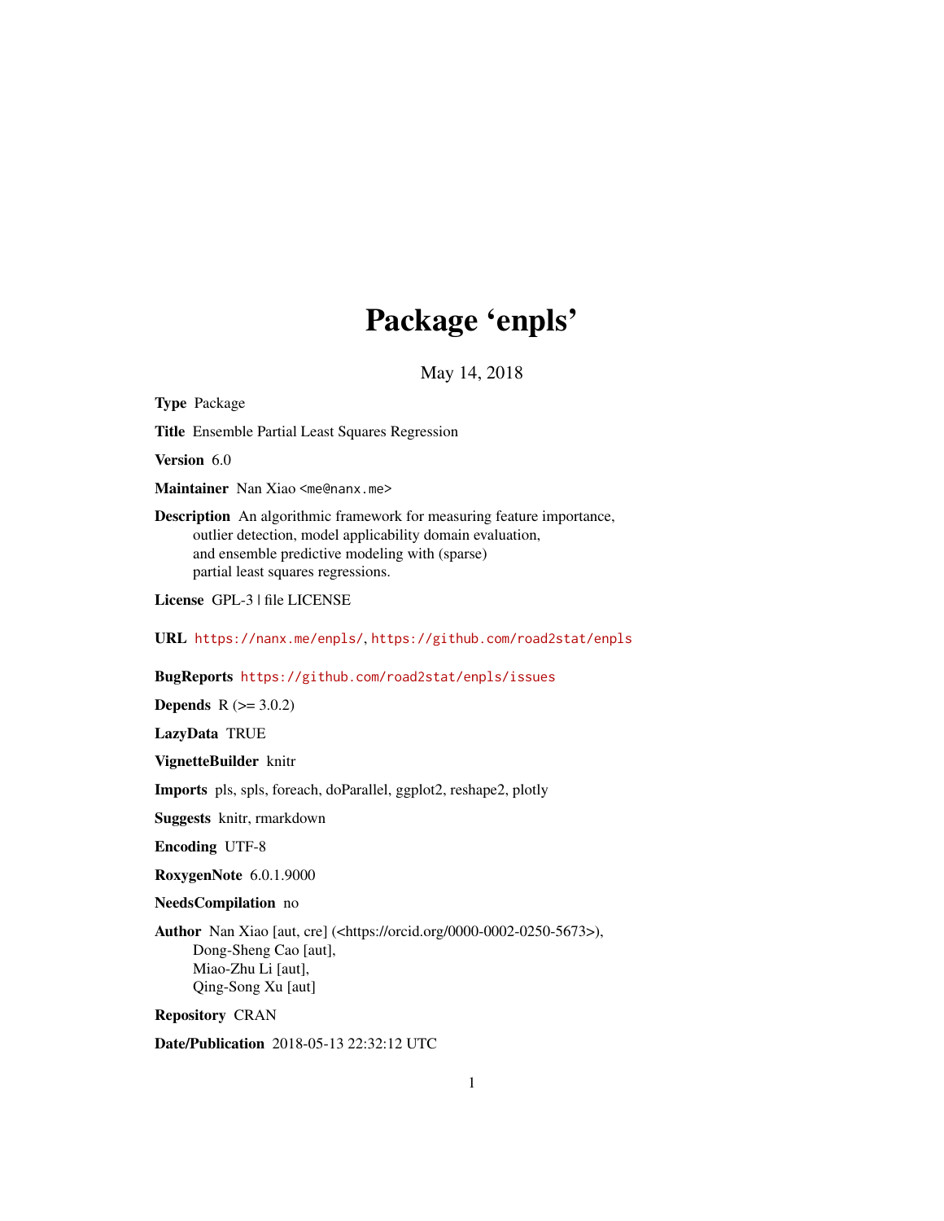# Package 'enpls'

May 14, 2018

**Type** Package

**Title** Ensemble Partial Least Squares Regression

**Version** 6.0

**Maintainer** Nan Xiao <me@nanx.me>

**Description** An algorithmic framework for measuring feature importance, outlier detection, model applicability domain evaluation, and ensemble predictive modeling with (sparse) partial least squares regressions.

**License** GPL-3 | file LICENSE

**URL** https://nanx.me/enpls/, https://github.com/road2stat/enpls

**BugReports** https://github.com/road2stat/enpls/issues

**Depends** R (>= 3.0.2)

**LazyData** TRUE

**VignetteBuilder** knitr

**Imports** pls, spls, foreach, doParallel, ggplot2, reshape2, plotly

**Suggests** knitr, rmarkdown

**Encoding** UTF-8

**RoxygenNote** 6.0.1.9000

**NeedsCompilation** no

**Author** Nan Xiao [aut, cre] (<https://orcid.org/0000-0002-0250-5673>), Dong-Sheng Cao [aut], Miao-Zhu Li [aut], Qing-Song Xu [aut]

**Repository** CRAN

**Date/Publication** 2018-05-13 22:32:12 UTC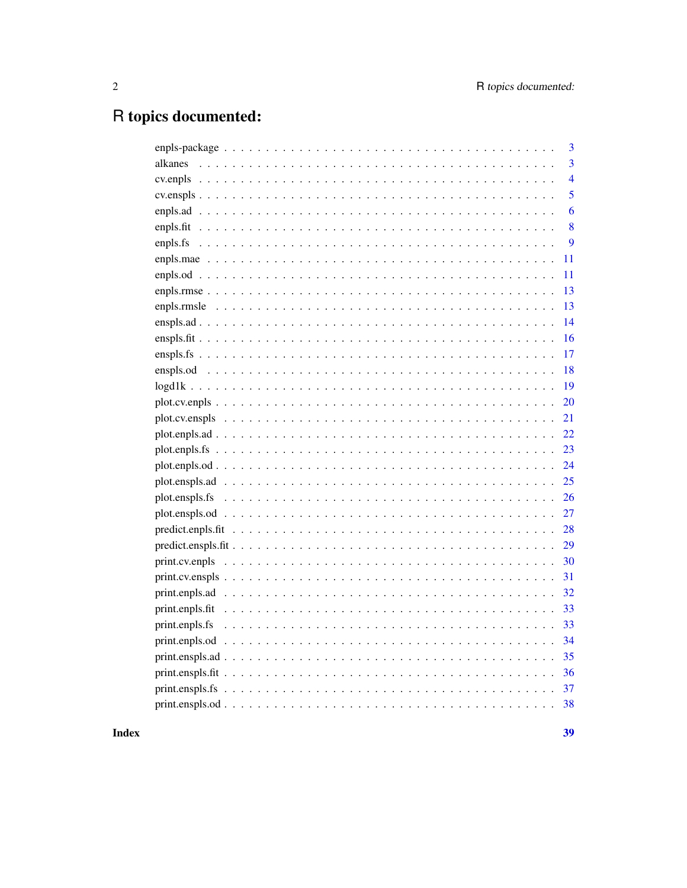# R topics documented:

| | |
|---|---|
| enpls-package | 3 |
| alkanes | 3 |
| cv.enpls | 4 |
| cv.enspls | 5 |
| enpls.ad | 6 |
| enpls.fit | 8 |
| enpls.fs | 9 |
| enpls.mae | 11 |
| enpls.od | 11 |
| enpls.rmse | 13 |
| enpls.rmsle | 13 |
| enspls.ad | 14 |
| enspls.fit | 16 |
| enspls.fs | 17 |
| enspls.od | 18 |
| logd1k | 19 |
| plot.cv.enpls | 20 |
| plot.cv.enspls | 21 |
| plot.enpls.ad | 22 |
| plot.enpls.fs | 23 |
| plot.enpls.od | 24 |
| plot.enspls.ad | 25 |
| plot.enspls.fs | 26 |
| plot.enspls.od | 27 |
| predict.enpls.fit | 28 |
| predict.enspls.fit | 29 |
| print.cv.enpls | 30 |
| print.cv.enspls | 31 |
| print.enpls.ad | 32 |
| print.enpls.fit | 33 |
| print.enpls.fs | 33 |
| print.enpls.od | 34 |
| print.enspls.ad | 35 |
| print.enspls.fit | 36 |
| print.enspls.fs | 37 |
| print.enspls.od | 38 |

**Index** **39**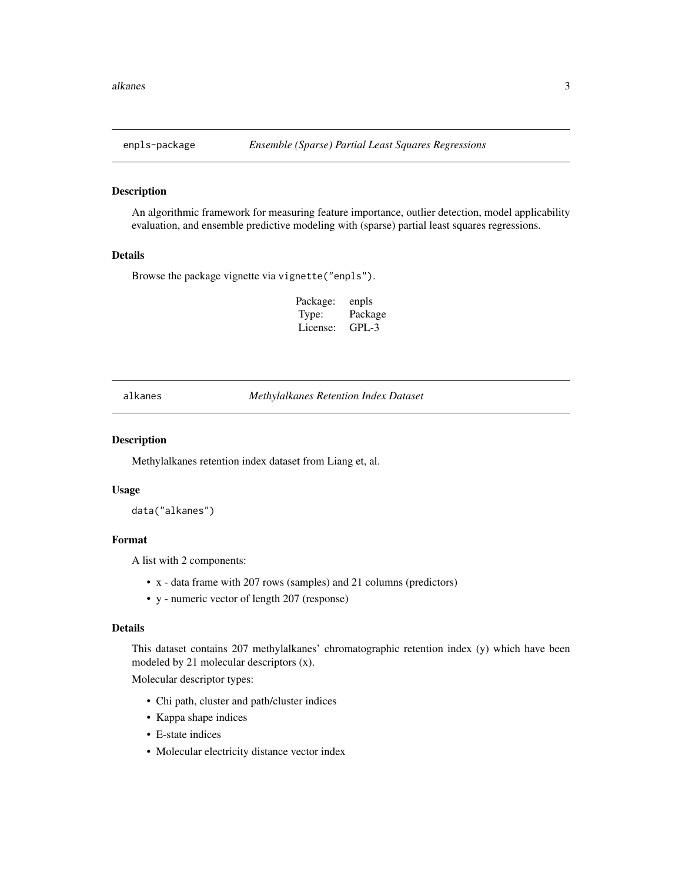## enpls-package — *Ensemble (Sparse) Partial Least Squares Regressions*

### Description

An algorithmic framework for measuring feature importance, outlier detection, model applicability evaluation, and ensemble predictive modeling with (sparse) partial least squares regressions.

### Details

Browse the package vignette via `vignette("enpls")`.

| | |
|---|---|
| Package: | enpls |
| Type: | Package |
| License: | GPL-3 |

## alkanes — *Methylalkanes Retention Index Dataset*

### Description

Methylalkanes retention index dataset from Liang et, al.

### Usage

```
data("alkanes")
```

### Format

A list with 2 components:

- x - data frame with 207 rows (samples) and 21 columns (predictors)
- y - numeric vector of length 207 (response)

### Details

This dataset contains 207 methylalkanes' chromatographic retention index (y) which have been modeled by 21 molecular descriptors (x).

Molecular descriptor types:

- Chi path, cluster and path/cluster indices
- Kappa shape indices
- E-state indices
- Molecular electricity distance vector index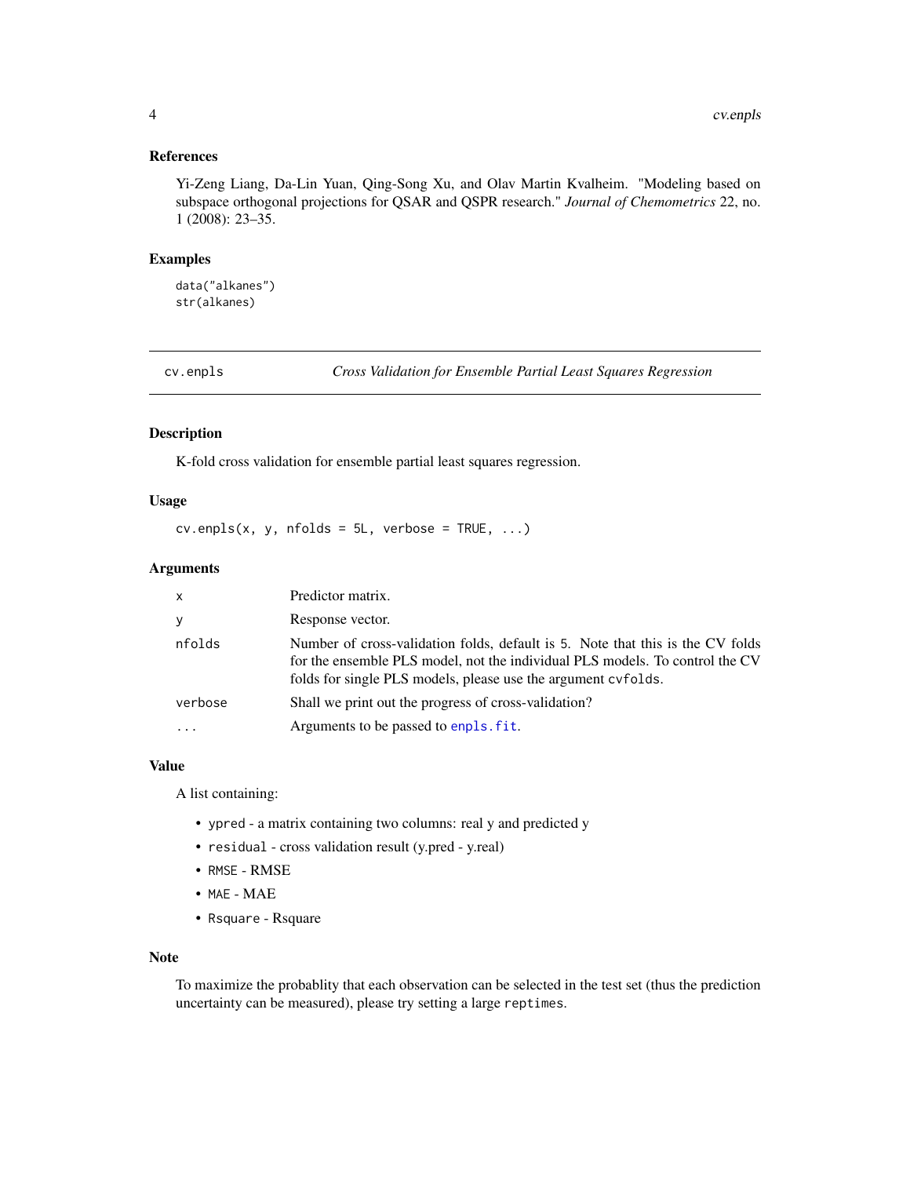### References

Yi-Zeng Liang, Da-Lin Yuan, Qing-Song Xu, and Olav Martin Kvalheim. "Modeling based on subspace orthogonal projections for QSAR and QSPR research." *Journal of Chemometrics* 22, no. 1 (2008): 23–35.

### Examples

```
data("alkanes")
str(alkanes)
```

---

## cv.enpls — *Cross Validation for Ensemble Partial Least Squares Regression*

---

### Description

K-fold cross validation for ensemble partial least squares regression.

### Usage

```
cv.enpls(x, y, nfolds = 5L, verbose = TRUE, ...)
```

### Arguments

| | |
|---|---|
| `x` | Predictor matrix. |
| `y` | Response vector. |
| `nfolds` | Number of cross-validation folds, default is 5. Note that this is the CV folds for the ensemble PLS model, not the individual PLS models. To control the CV folds for single PLS models, please use the argument `cvfolds`. |
| `verbose` | Shall we print out the progress of cross-validation? |
| `...` | Arguments to be passed to `enpls.fit`. |

### Value

A list containing:

- `ypred` - a matrix containing two columns: real y and predicted y
- `residual` - cross validation result (y.pred - y.real)
- `RMSE` - RMSE
- `MAE` - MAE
- `Rsquare` - Rsquare

### Note

To maximize the probablity that each observation can be selected in the test set (thus the prediction uncertainty can be measured), please try setting a large `reptimes`.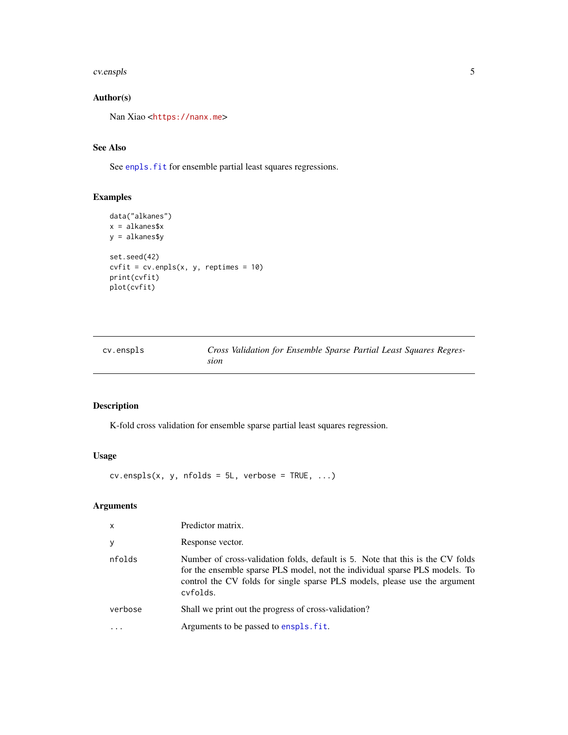## Author(s)

Nan Xiao <https://nanx.me>

## See Also

See `enpls.fit` for ensemble partial least squares regressions.

## Examples

```
data("alkanes")
x = alkanes$x
y = alkanes$y

set.seed(42)
cvfit = cv.enpls(x, y, reptimes = 10)
print(cvfit)
plot(cvfit)
```

---

# cv.enspls — *Cross Validation for Ensemble Sparse Partial Least Squares Regression*

---

## Description

K-fold cross validation for ensemble sparse partial least squares regression.

## Usage

```
cv.enspls(x, y, nfolds = 5L, verbose = TRUE, ...)
```

## Arguments

| Argument | Description |
|---|---|
| `x` | Predictor matrix. |
| `y` | Response vector. |
| `nfolds` | Number of cross-validation folds, default is 5. Note that this is the CV folds for the ensemble sparse PLS model, not the individual sparse PLS models. To control the CV folds for single sparse PLS models, please use the argument `cvfolds`. |
| `verbose` | Shall we print out the progress of cross-validation? |
| `...` | Arguments to be passed to `enspls.fit`. |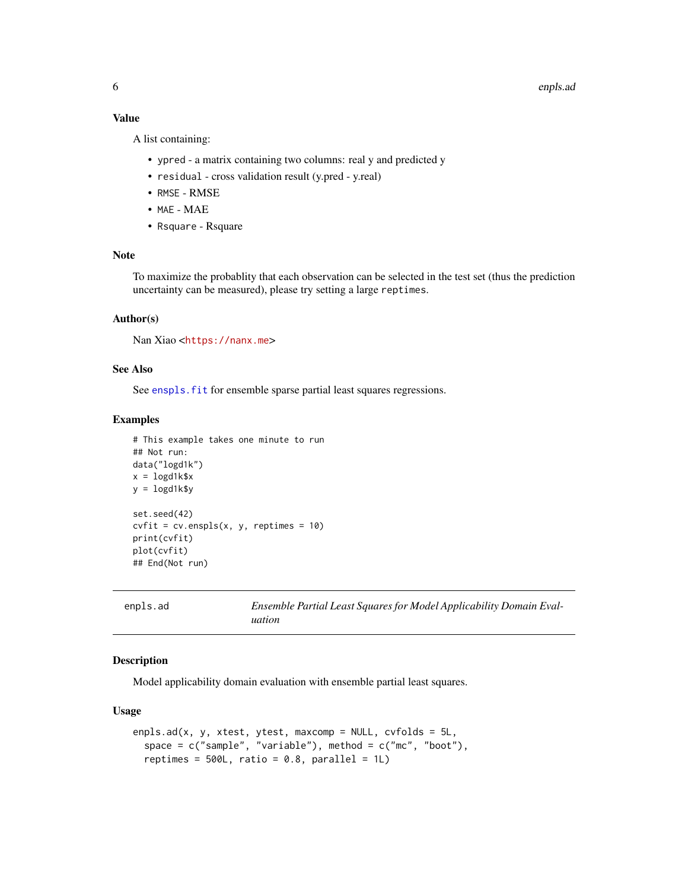### Value

A list containing:

- `ypred` - a matrix containing two columns: real y and predicted y
- `residual` - cross validation result (y.pred - y.real)
- `RMSE` - RMSE
- `MAE` - MAE
- `Rsquare` - Rsquare

### Note

To maximize the probablity that each observation can be selected in the test set (thus the prediction uncertainty can be measured), please try setting a large `reptimes`.

### Author(s)

Nan Xiao <https://nanx.me>

### See Also

See `enspls.fit` for ensemble sparse partial least squares regressions.

### Examples

```
# This example takes one minute to run
## Not run:
data("logd1k")
x = logd1k$x
y = logd1k$y

set.seed(42)
cvfit = cv.enspls(x, y, reptimes = 10)
print(cvfit)
plot(cvfit)
## End(Not run)
```

---

## enpls.ad — *Ensemble Partial Least Squares for Model Applicability Domain Evaluation*

---

### Description

Model applicability domain evaluation with ensemble partial least squares.

### Usage

```
enpls.ad(x, y, xtest, ytest, maxcomp = NULL, cvfolds = 5L,
  space = c("sample", "variable"), method = c("mc", "boot"),
  reptimes = 500L, ratio = 0.8, parallel = 1L)
```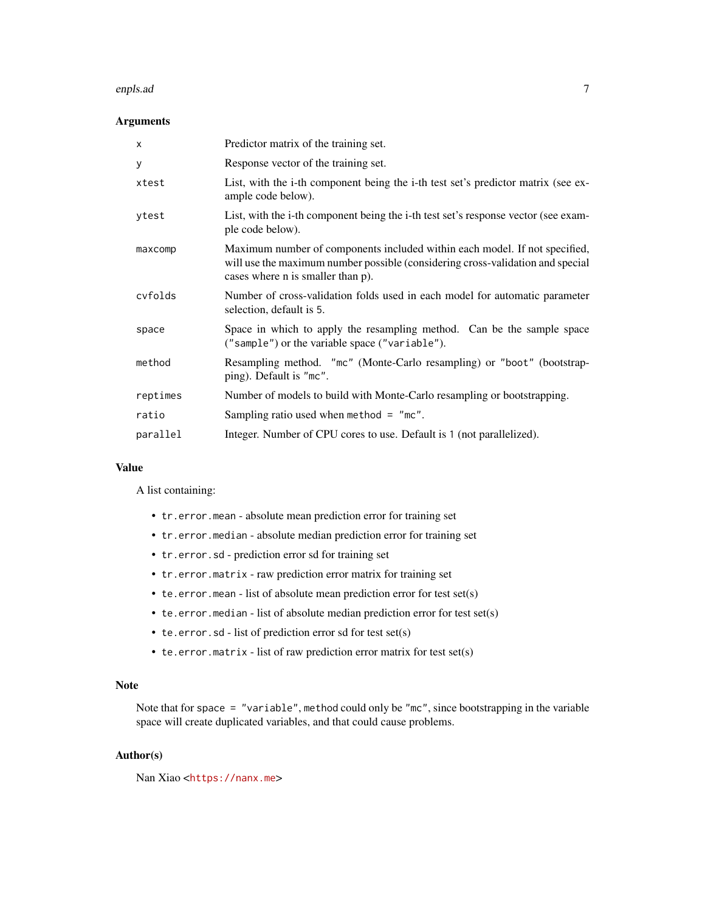## Arguments

| | |
|---|---|
| `x` | Predictor matrix of the training set. |
| `y` | Response vector of the training set. |
| `xtest` | List, with the i-th component being the i-th test set's predictor matrix (see example code below). |
| `ytest` | List, with the i-th component being the i-th test set's response vector (see example code below). |
| `maxcomp` | Maximum number of components included within each model. If not specified, will use the maximum number possible (considering cross-validation and special cases where n is smaller than p). |
| `cvfolds` | Number of cross-validation folds used in each model for automatic parameter selection, default is 5. |
| `space` | Space in which to apply the resampling method. Can be the sample space (`"sample"`) or the variable space (`"variable"`). |
| `method` | Resampling method. `"mc"` (Monte-Carlo resampling) or `"boot"` (bootstrapping). Default is `"mc"`. |
| `reptimes` | Number of models to build with Monte-Carlo resampling or bootstrapping. |
| `ratio` | Sampling ratio used when `method = "mc"`. |
| `parallel` | Integer. Number of CPU cores to use. Default is 1 (not parallelized). |

## Value

A list containing:

- `tr.error.mean` - absolute mean prediction error for training set
- `tr.error.median` - absolute median prediction error for training set
- `tr.error.sd` - prediction error sd for training set
- `tr.error.matrix` - raw prediction error matrix for training set
- `te.error.mean` - list of absolute mean prediction error for test set(s)
- `te.error.median` - list of absolute median prediction error for test set(s)
- `te.error.sd` - list of prediction error sd for test set(s)
- `te.error.matrix` - list of raw prediction error matrix for test set(s)

## Note

Note that for `space = "variable"`, `method` could only be `"mc"`, since bootstrapping in the variable space will create duplicated variables, and that could cause problems.

## Author(s)

Nan Xiao <https://nanx.me>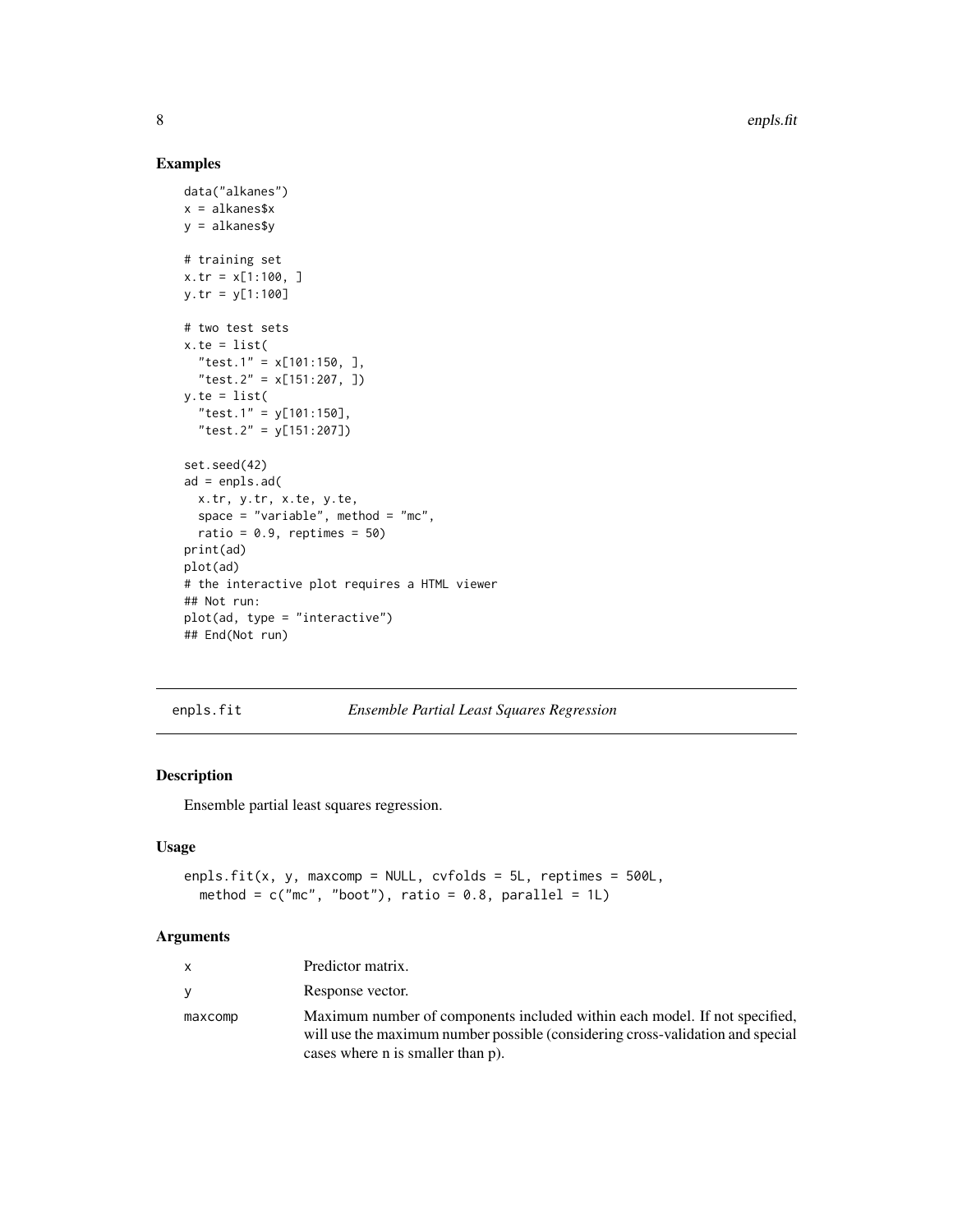## Examples

```
data("alkanes")
x = alkanes$x
y = alkanes$y

# training set
x.tr = x[1:100, ]
y.tr = y[1:100]

# two test sets
x.te = list(
  "test.1" = x[101:150, ],
  "test.2" = x[151:207, ])
y.te = list(
  "test.1" = y[101:150],
  "test.2" = y[151:207])

set.seed(42)
ad = enpls.ad(
  x.tr, y.tr, x.te, y.te,
  space = "variable", method = "mc",
  ratio = 0.9, reptimes = 50)
print(ad)
plot(ad)
# the interactive plot requires a HTML viewer
## Not run:
plot(ad, type = "interactive")
## End(Not run)
```

---

# enpls.fit — *Ensemble Partial Least Squares Regression*

## Description

Ensemble partial least squares regression.

## Usage

```
enpls.fit(x, y, maxcomp = NULL, cvfolds = 5L, reptimes = 500L,
  method = c("mc", "boot"), ratio = 0.8, parallel = 1L)
```

## Arguments

| | |
|---|---|
| x | Predictor matrix. |
| y | Response vector. |
| maxcomp | Maximum number of components included within each model. If not specified, will use the maximum number possible (considering cross-validation and special cases where n is smaller than p). |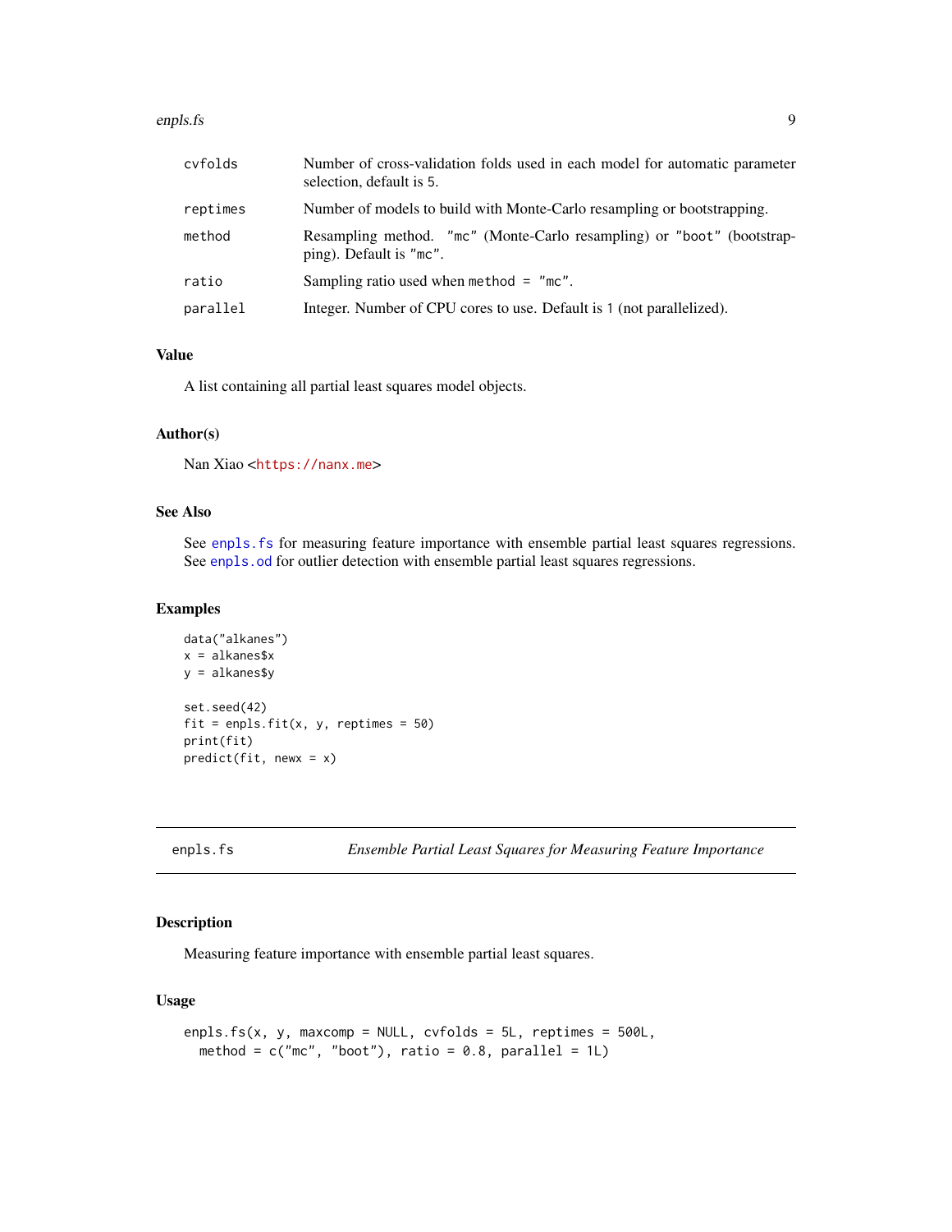| | |
|---|---|
| cvfolds | Number of cross-validation folds used in each model for automatic parameter selection, default is 5. |
| reptimes | Number of models to build with Monte-Carlo resampling or bootstrapping. |
| method | Resampling method. "mc" (Monte-Carlo resampling) or "boot" (bootstrapping). Default is "mc". |
| ratio | Sampling ratio used when method = "mc". |
| parallel | Integer. Number of CPU cores to use. Default is 1 (not parallelized). |

### Value

A list containing all partial least squares model objects.

### Author(s)

Nan Xiao <https://nanx.me>

### See Also

See enpls.fs for measuring feature importance with ensemble partial least squares regressions. See enpls.od for outlier detection with ensemble partial least squares regressions.

### Examples

```
data("alkanes")
x = alkanes$x
y = alkanes$y

set.seed(42)
fit = enpls.fit(x, y, reptimes = 50)
print(fit)
predict(fit, newx = x)
```

---

## enpls.fs — *Ensemble Partial Least Squares for Measuring Feature Importance*

### Description

Measuring feature importance with ensemble partial least squares.

### Usage

```
enpls.fs(x, y, maxcomp = NULL, cvfolds = 5L, reptimes = 500L,
  method = c("mc", "boot"), ratio = 0.8, parallel = 1L)
```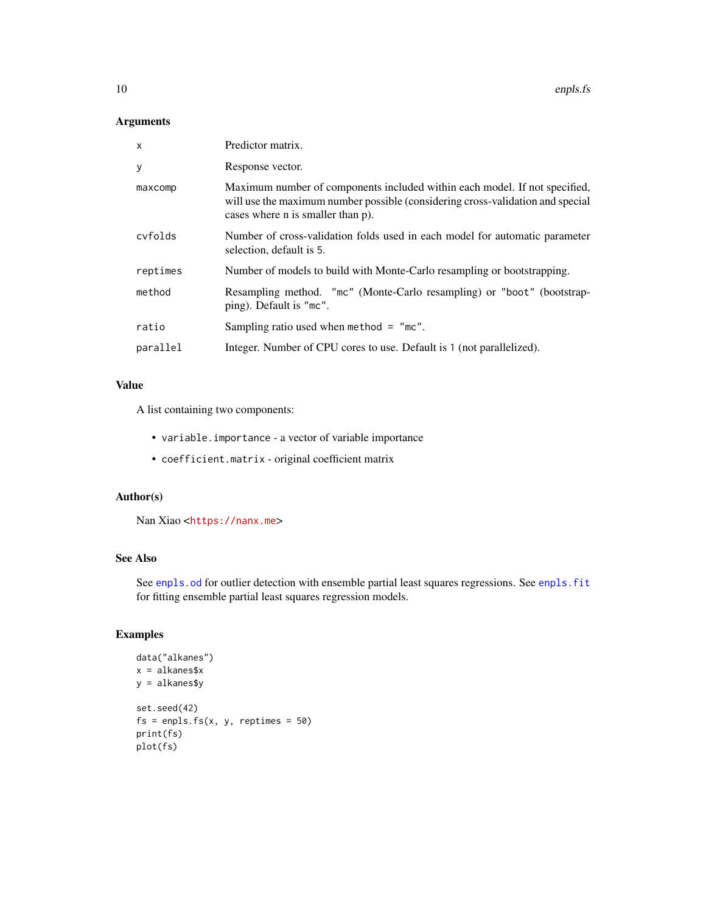## Arguments

| | |
|---|---|
| `x` | Predictor matrix. |
| `y` | Response vector. |
| `maxcomp` | Maximum number of components included within each model. If not specified, will use the maximum number possible (considering cross-validation and special cases where n is smaller than p). |
| `cvfolds` | Number of cross-validation folds used in each model for automatic parameter selection, default is 5. |
| `reptimes` | Number of models to build with Monte-Carlo resampling or bootstrapping. |
| `method` | Resampling method. `"mc"` (Monte-Carlo resampling) or `"boot"` (bootstrapping). Default is `"mc"`. |
| `ratio` | Sampling ratio used when `method = "mc"`. |
| `parallel` | Integer. Number of CPU cores to use. Default is `1` (not parallelized). |

## Value

A list containing two components:

- `variable.importance` - a vector of variable importance
- `coefficient.matrix` - original coefficient matrix

## Author(s)

Nan Xiao <`https://nanx.me`>

## See Also

See `enpls.od` for outlier detection with ensemble partial least squares regressions. See `enpls.fit` for fitting ensemble partial least squares regression models.

## Examples

```
data("alkanes")
x = alkanes$x
y = alkanes$y

set.seed(42)
fs = enpls.fs(x, y, reptimes = 50)
print(fs)
plot(fs)
```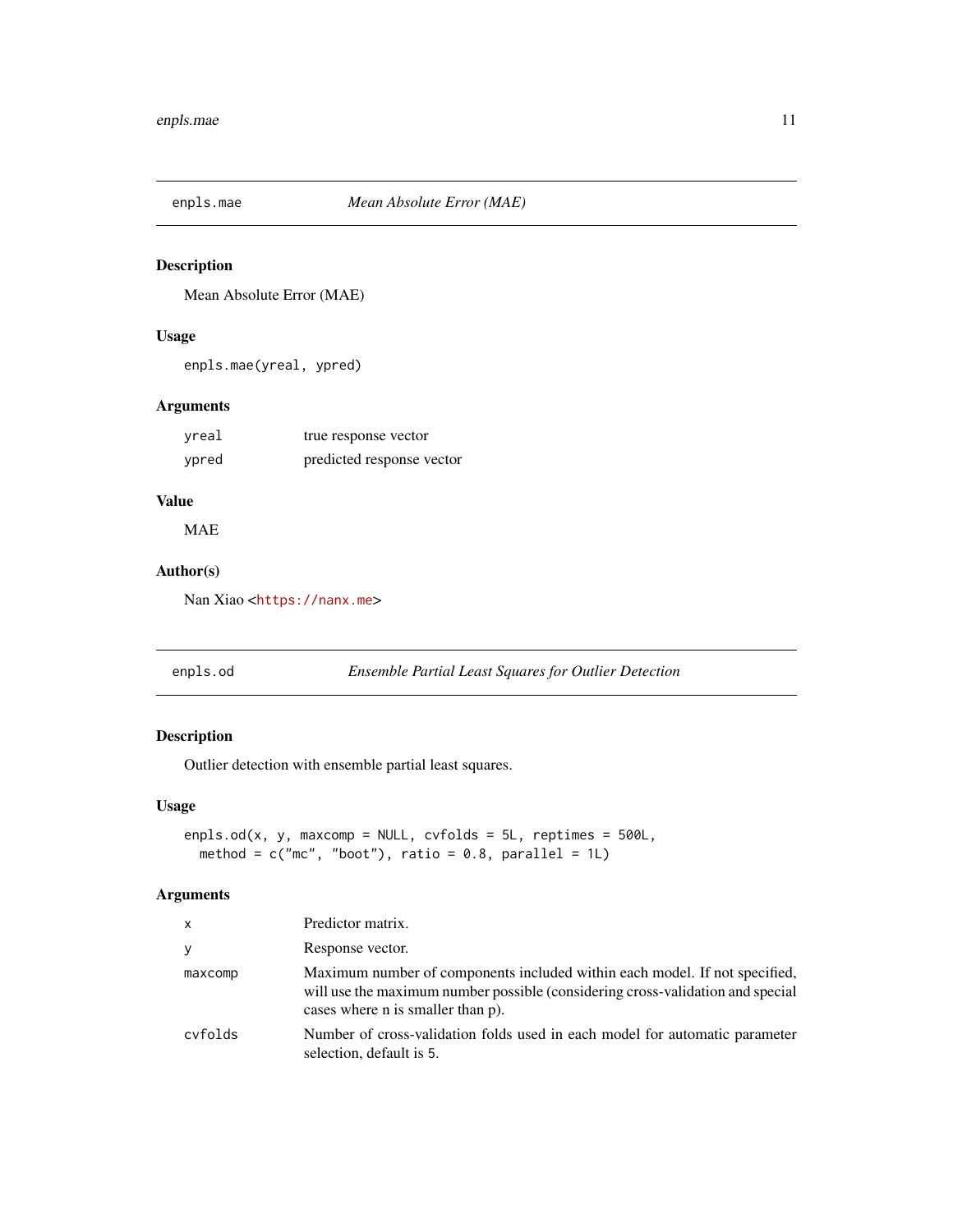## enpls.mae — *Mean Absolute Error (MAE)*

### Description

Mean Absolute Error (MAE)

### Usage

```
enpls.mae(yreal, ypred)
```

### Arguments

| | |
|---|---|
| yreal | true response vector |
| ypred | predicted response vector |

### Value

MAE

### Author(s)

Nan Xiao <https://nanx.me>

## enpls.od — *Ensemble Partial Least Squares for Outlier Detection*

### Description

Outlier detection with ensemble partial least squares.

### Usage

```
enpls.od(x, y, maxcomp = NULL, cvfolds = 5L, reptimes = 500L,
  method = c("mc", "boot"), ratio = 0.8, parallel = 1L)
```

### Arguments

| | |
|---|---|
| x | Predictor matrix. |
| y | Response vector. |
| maxcomp | Maximum number of components included within each model. If not specified, will use the maximum number possible (considering cross-validation and special cases where n is smaller than p). |
| cvfolds | Number of cross-validation folds used in each model for automatic parameter selection, default is 5. |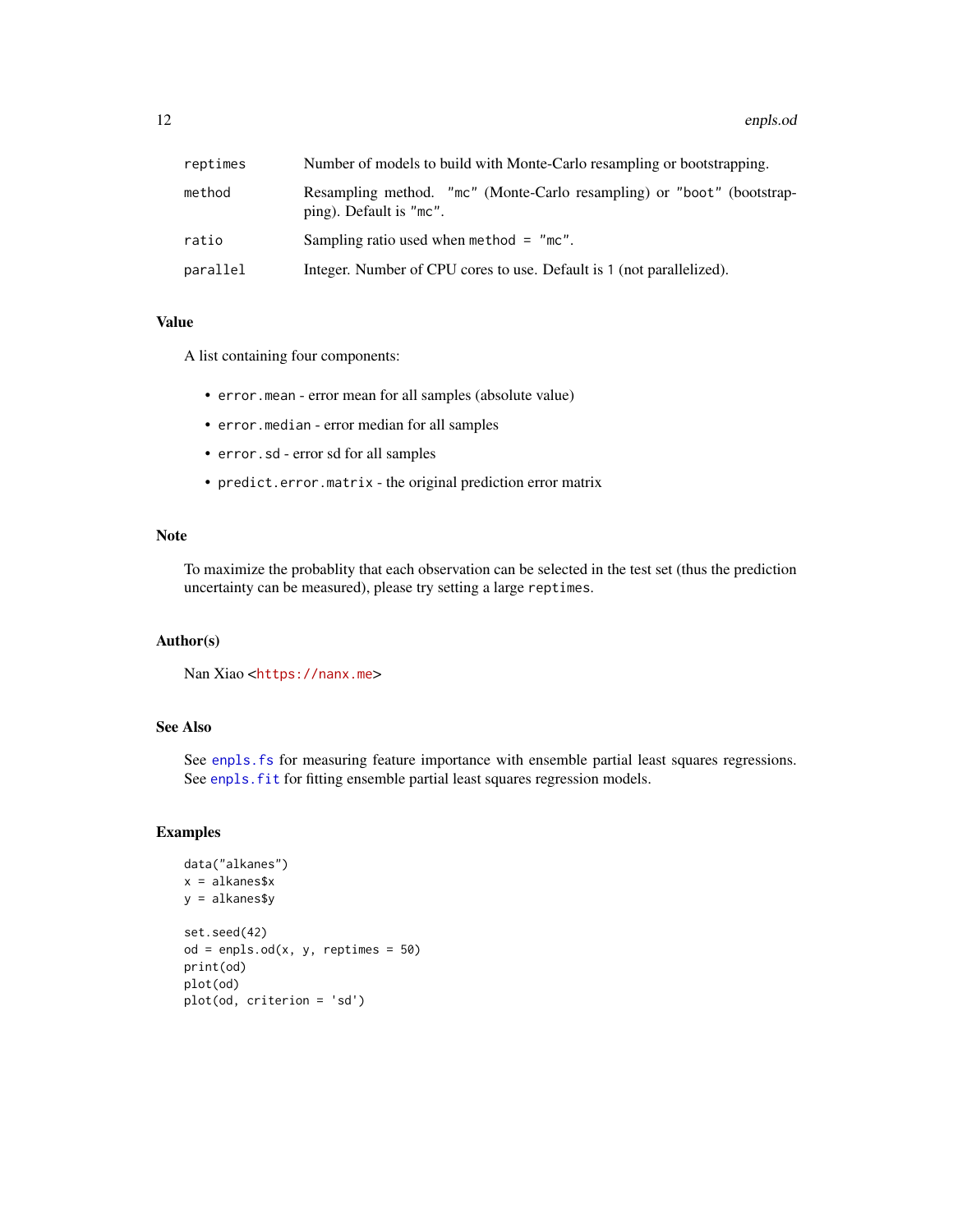| | |
|---|---|
| `reptimes` | Number of models to build with Monte-Carlo resampling or bootstrapping. |
| `method` | Resampling method. `"mc"` (Monte-Carlo resampling) or `"boot"` (bootstrapping). Default is `"mc"`. |
| `ratio` | Sampling ratio used when `method = "mc"`. |
| `parallel` | Integer. Number of CPU cores to use. Default is `1` (not parallelized). |

### Value

A list containing four components:

- `error.mean` - error mean for all samples (absolute value)
- `error.median` - error median for all samples
- `error.sd` - error sd for all samples
- `predict.error.matrix` - the original prediction error matrix

### Note

To maximize the probablity that each observation can be selected in the test set (thus the prediction uncertainty can be measured), please try setting a large `reptimes`.

### Author(s)

Nan Xiao <https://nanx.me>

### See Also

See `enpls.fs` for measuring feature importance with ensemble partial least squares regressions. See `enpls.fit` for fitting ensemble partial least squares regression models.

### Examples

```
data("alkanes")
x = alkanes$x
y = alkanes$y

set.seed(42)
od = enpls.od(x, y, reptimes = 50)
print(od)
plot(od)
plot(od, criterion = 'sd')
```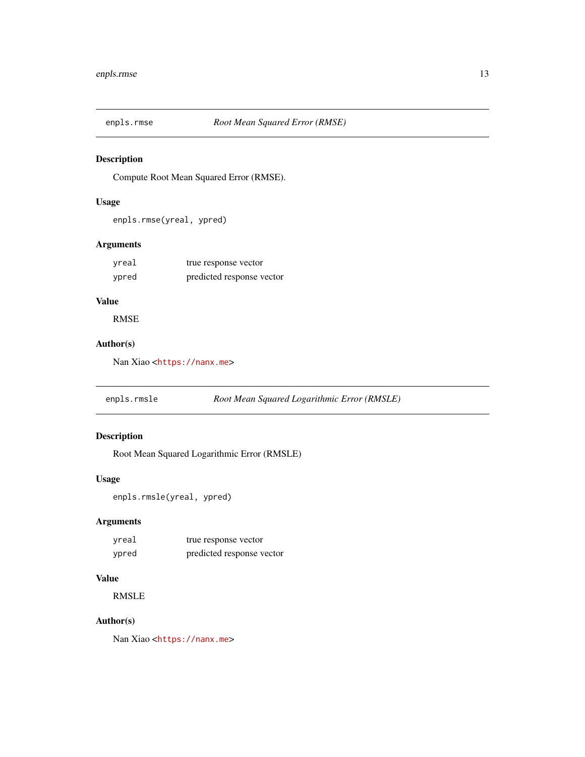## enpls.rmse — *Root Mean Squared Error (RMSE)*

### Description

Compute Root Mean Squared Error (RMSE).

### Usage

```
enpls.rmse(yreal, ypred)
```

### Arguments

| | |
|---|---|
| `yreal` | true response vector |
| `ypred` | predicted response vector |

### Value

RMSE

### Author(s)

Nan Xiao <https://nanx.me>

## enpls.rmsle — *Root Mean Squared Logarithmic Error (RMSLE)*

### Description

Root Mean Squared Logarithmic Error (RMSLE)

### Usage

```
enpls.rmsle(yreal, ypred)
```

### Arguments

| | |
|---|---|
| `yreal` | true response vector |
| `ypred` | predicted response vector |

### Value

RMSLE

### Author(s)

Nan Xiao <https://nanx.me>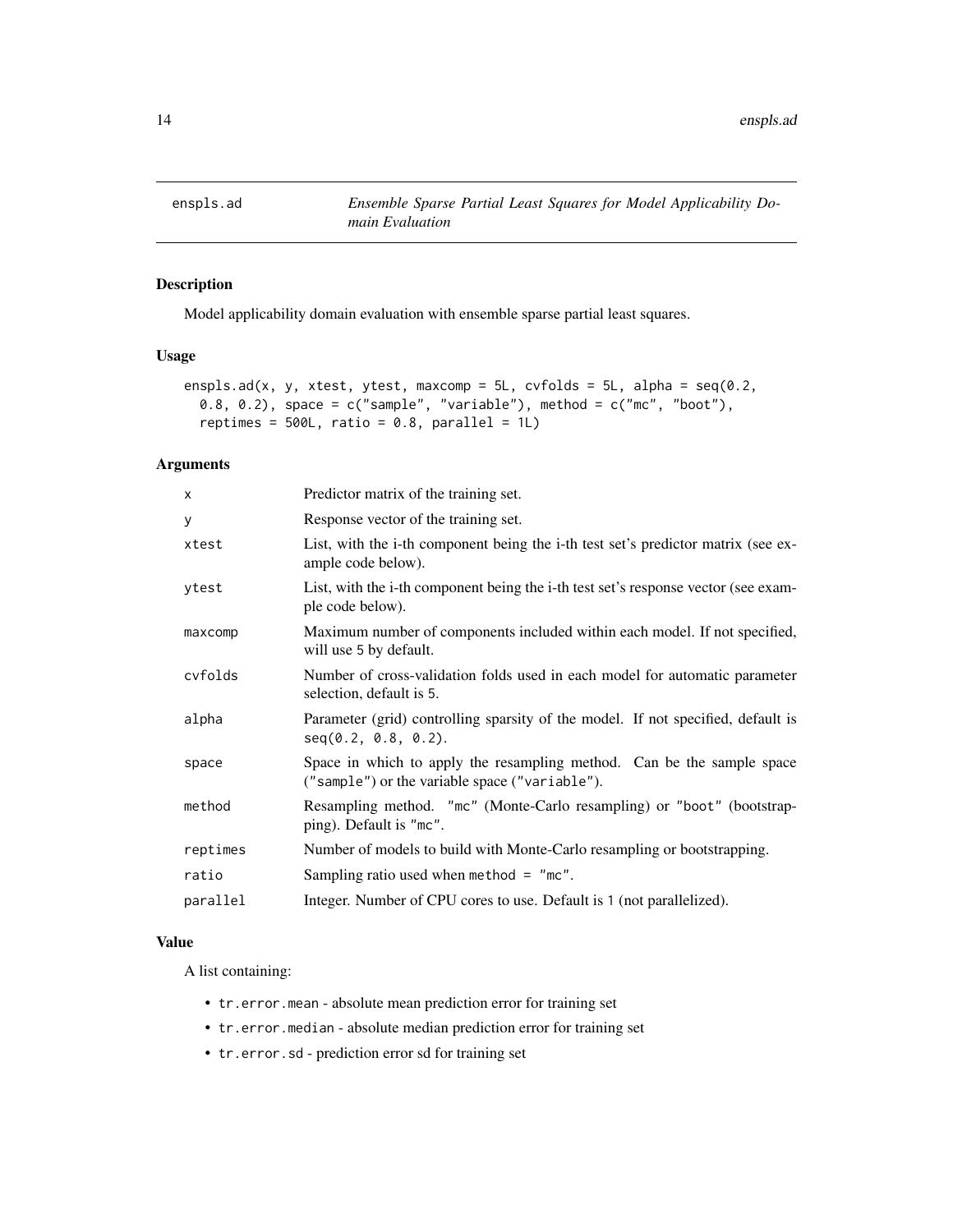# enspls.ad — *Ensemble Sparse Partial Least Squares for Model Applicability Domain Evaluation*

## Description

Model applicability domain evaluation with ensemble sparse partial least squares.

## Usage

```
enspls.ad(x, y, xtest, ytest, maxcomp = 5L, cvfolds = 5L, alpha = seq(0.2,
  0.8, 0.2), space = c("sample", "variable"), method = c("mc", "boot"),
  reptimes = 500L, ratio = 0.8, parallel = 1L)
```

## Arguments

| | |
|---|---|
| `x` | Predictor matrix of the training set. |
| `y` | Response vector of the training set. |
| `xtest` | List, with the i-th component being the i-th test set's predictor matrix (see example code below). |
| `ytest` | List, with the i-th component being the i-th test set's response vector (see example code below). |
| `maxcomp` | Maximum number of components included within each model. If not specified, will use 5 by default. |
| `cvfolds` | Number of cross-validation folds used in each model for automatic parameter selection, default is 5. |
| `alpha` | Parameter (grid) controlling sparsity of the model. If not specified, default is `seq(0.2, 0.8, 0.2)`. |
| `space` | Space in which to apply the resampling method. Can be the sample space (`"sample"`) or the variable space (`"variable"`). |
| `method` | Resampling method. `"mc"` (Monte-Carlo resampling) or `"boot"` (bootstrapping). Default is `"mc"`. |
| `reptimes` | Number of models to build with Monte-Carlo resampling or bootstrapping. |
| `ratio` | Sampling ratio used when `method = "mc"`. |
| `parallel` | Integer. Number of CPU cores to use. Default is 1 (not parallelized). |

## Value

A list containing:

- `tr.error.mean` - absolute mean prediction error for training set
- `tr.error.median` - absolute median prediction error for training set
- `tr.error.sd` - prediction error sd for training set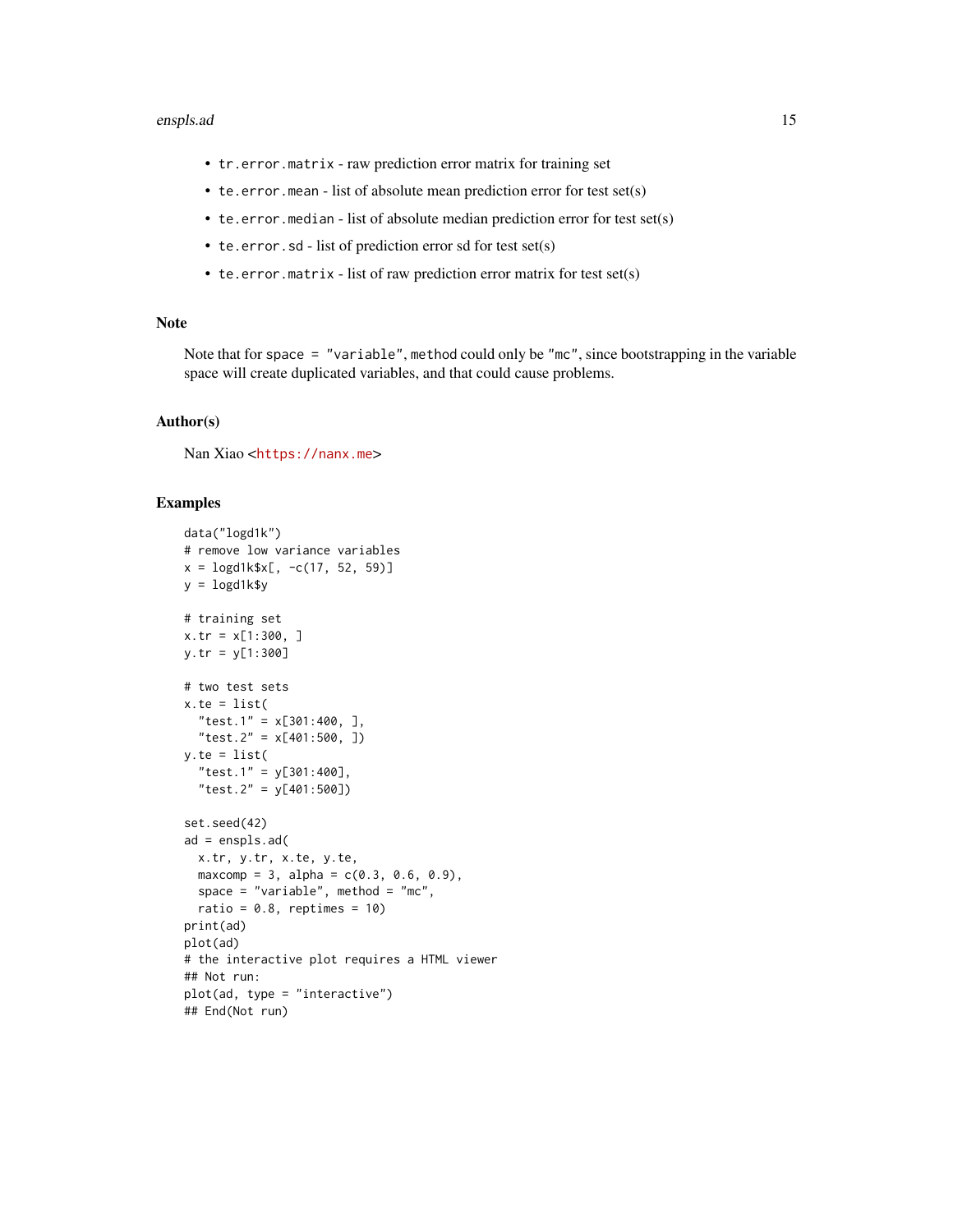- `tr.error.matrix` - raw prediction error matrix for training set
- `te.error.mean` - list of absolute mean prediction error for test set(s)
- `te.error.median` - list of absolute median prediction error for test set(s)
- `te.error.sd` - list of prediction error sd for test set(s)
- `te.error.matrix` - list of raw prediction error matrix for test set(s)

## Note

Note that for `space = "variable"`, `method` could only be `"mc"`, since bootstrapping in the variable space will create duplicated variables, and that could cause problems.

## Author(s)

Nan Xiao <https://nanx.me>

## Examples

```
data("logd1k")
# remove low variance variables
x = logd1k$x[, -c(17, 52, 59)]
y = logd1k$y

# training set
x.tr = x[1:300, ]
y.tr = y[1:300]

# two test sets
x.te = list(
  "test.1" = x[301:400, ],
  "test.2" = x[401:500, ])
y.te = list(
  "test.1" = y[301:400],
  "test.2" = y[401:500])

set.seed(42)
ad = enspls.ad(
  x.tr, y.tr, x.te, y.te,
  maxcomp = 3, alpha = c(0.3, 0.6, 0.9),
  space = "variable", method = "mc",
  ratio = 0.8, reptimes = 10)
print(ad)
plot(ad)
# the interactive plot requires a HTML viewer
## Not run:
plot(ad, type = "interactive")
## End(Not run)
```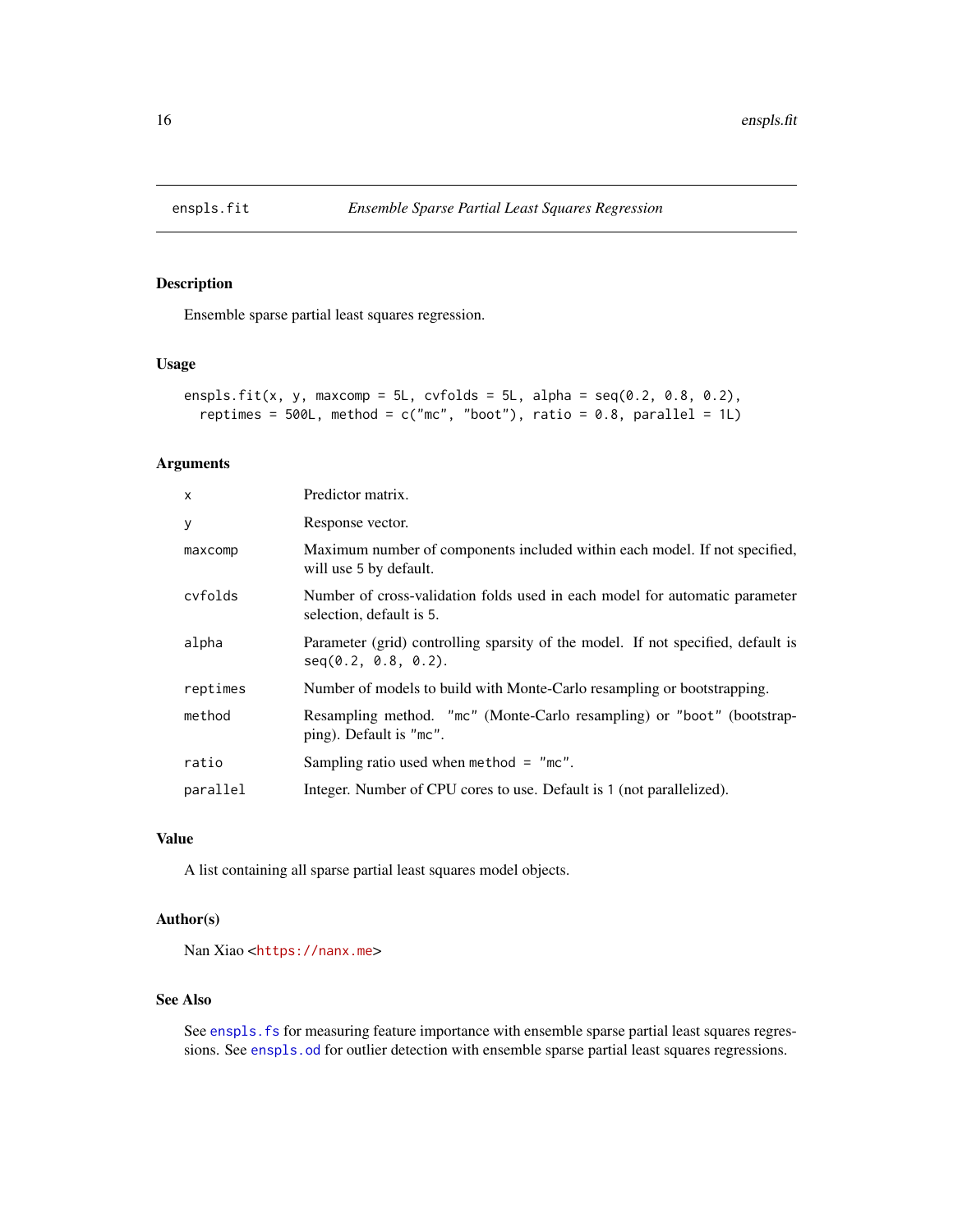# enspls.fit — *Ensemble Sparse Partial Least Squares Regression*

## Description

Ensemble sparse partial least squares regression.

## Usage

```
enspls.fit(x, y, maxcomp = 5L, cvfolds = 5L, alpha = seq(0.2, 0.8, 0.2),
  reptimes = 500L, method = c("mc", "boot"), ratio = 0.8, parallel = 1L)
```

## Arguments

| | |
|---|---|
| `x` | Predictor matrix. |
| `y` | Response vector. |
| `maxcomp` | Maximum number of components included within each model. If not specified, will use 5 by default. |
| `cvfolds` | Number of cross-validation folds used in each model for automatic parameter selection, default is 5. |
| `alpha` | Parameter (grid) controlling sparsity of the model. If not specified, default is `seq(0.2, 0.8, 0.2)`. |
| `reptimes` | Number of models to build with Monte-Carlo resampling or bootstrapping. |
| `method` | Resampling method. `"mc"` (Monte-Carlo resampling) or `"boot"` (bootstrapping). Default is `"mc"`. |
| `ratio` | Sampling ratio used when `method = "mc"`. |
| `parallel` | Integer. Number of CPU cores to use. Default is `1` (not parallelized). |

## Value

A list containing all sparse partial least squares model objects.

## Author(s)

Nan Xiao <https://nanx.me>

## See Also

See `enspls.fs` for measuring feature importance with ensemble sparse partial least squares regressions. See `enspls.od` for outlier detection with ensemble sparse partial least squares regressions.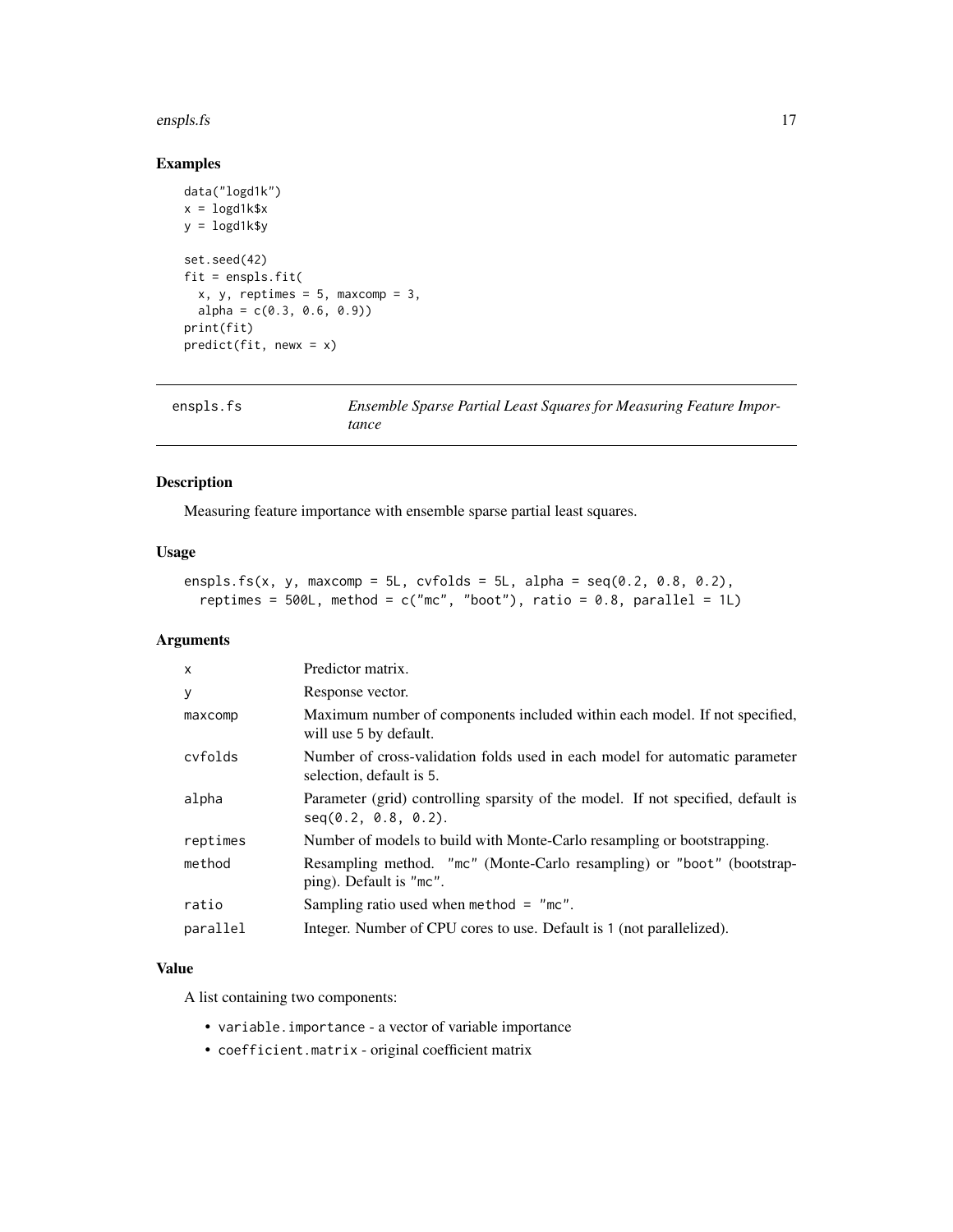## Examples

```
data("logd1k")
x = logd1k$x
y = logd1k$y

set.seed(42)
fit = enspls.fit(
  x, y, reptimes = 5, maxcomp = 3,
  alpha = c(0.3, 0.6, 0.9))
print(fit)
predict(fit, newx = x)
```

---

# enspls.fs — *Ensemble Sparse Partial Least Squares for Measuring Feature Importance*

---

## Description

Measuring feature importance with ensemble sparse partial least squares.

## Usage

```
enspls.fs(x, y, maxcomp = 5L, cvfolds = 5L, alpha = seq(0.2, 0.8, 0.2),
  reptimes = 500L, method = c("mc", "boot"), ratio = 0.8, parallel = 1L)
```

## Arguments

| | |
|---|---|
| `x` | Predictor matrix. |
| `y` | Response vector. |
| `maxcomp` | Maximum number of components included within each model. If not specified, will use 5 by default. |
| `cvfolds` | Number of cross-validation folds used in each model for automatic parameter selection, default is 5. |
| `alpha` | Parameter (grid) controlling sparsity of the model. If not specified, default is `seq(0.2, 0.8, 0.2)`. |
| `reptimes` | Number of models to build with Monte-Carlo resampling or bootstrapping. |
| `method` | Resampling method. `"mc"` (Monte-Carlo resampling) or `"boot"` (bootstrapping). Default is `"mc"`. |
| `ratio` | Sampling ratio used when `method = "mc"`. |
| `parallel` | Integer. Number of CPU cores to use. Default is 1 (not parallelized). |

## Value

A list containing two components:

- `variable.importance` - a vector of variable importance
- `coefficient.matrix` - original coefficient matrix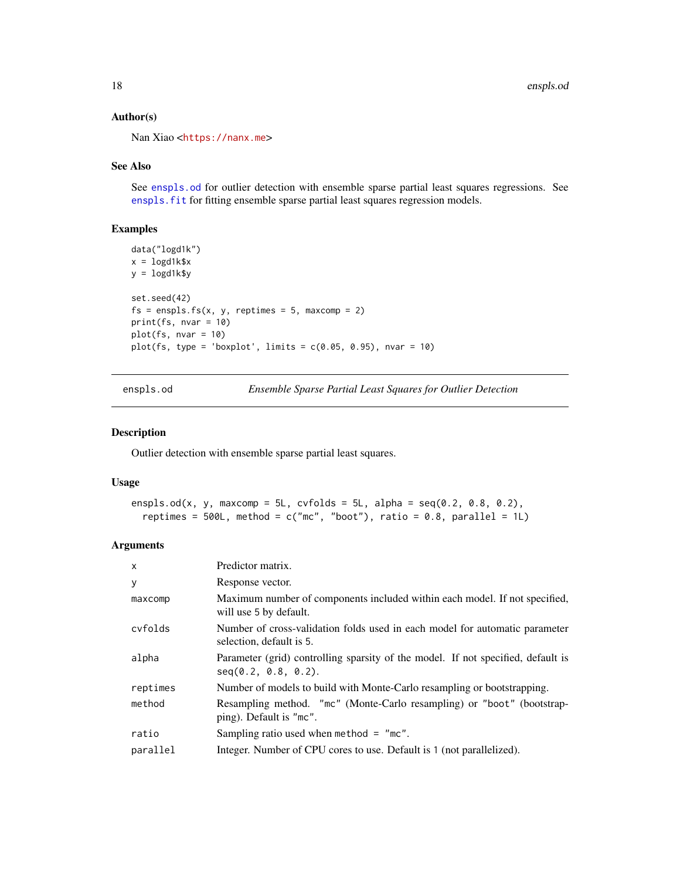### Author(s)

Nan Xiao <https://nanx.me>

### See Also

See enspls.od for outlier detection with ensemble sparse partial least squares regressions. See enspls.fit for fitting ensemble sparse partial least squares regression models.

### Examples

```
data("logd1k")
x = logd1k$x
y = logd1k$y

set.seed(42)
fs = enspls.fs(x, y, reptimes = 5, maxcomp = 2)
print(fs, nvar = 10)
plot(fs, nvar = 10)
plot(fs, type = 'boxplot', limits = c(0.05, 0.95), nvar = 10)
```

---

## enspls.od — *Ensemble Sparse Partial Least Squares for Outlier Detection*

### Description

Outlier detection with ensemble sparse partial least squares.

### Usage

```
enspls.od(x, y, maxcomp = 5L, cvfolds = 5L, alpha = seq(0.2, 0.8, 0.2),
  reptimes = 500L, method = c("mc", "boot"), ratio = 0.8, parallel = 1L)
```

### Arguments

| | |
|---|---|
| x | Predictor matrix. |
| y | Response vector. |
| maxcomp | Maximum number of components included within each model. If not specified, will use 5 by default. |
| cvfolds | Number of cross-validation folds used in each model for automatic parameter selection, default is 5. |
| alpha | Parameter (grid) controlling sparsity of the model. If not specified, default is `seq(0.2, 0.8, 0.2)`. |
| reptimes | Number of models to build with Monte-Carlo resampling or bootstrapping. |
| method | Resampling method. `"mc"` (Monte-Carlo resampling) or `"boot"` (bootstrapping). Default is `"mc"`. |
| ratio | Sampling ratio used when `method = "mc"`. |
| parallel | Integer. Number of CPU cores to use. Default is 1 (not parallelized). |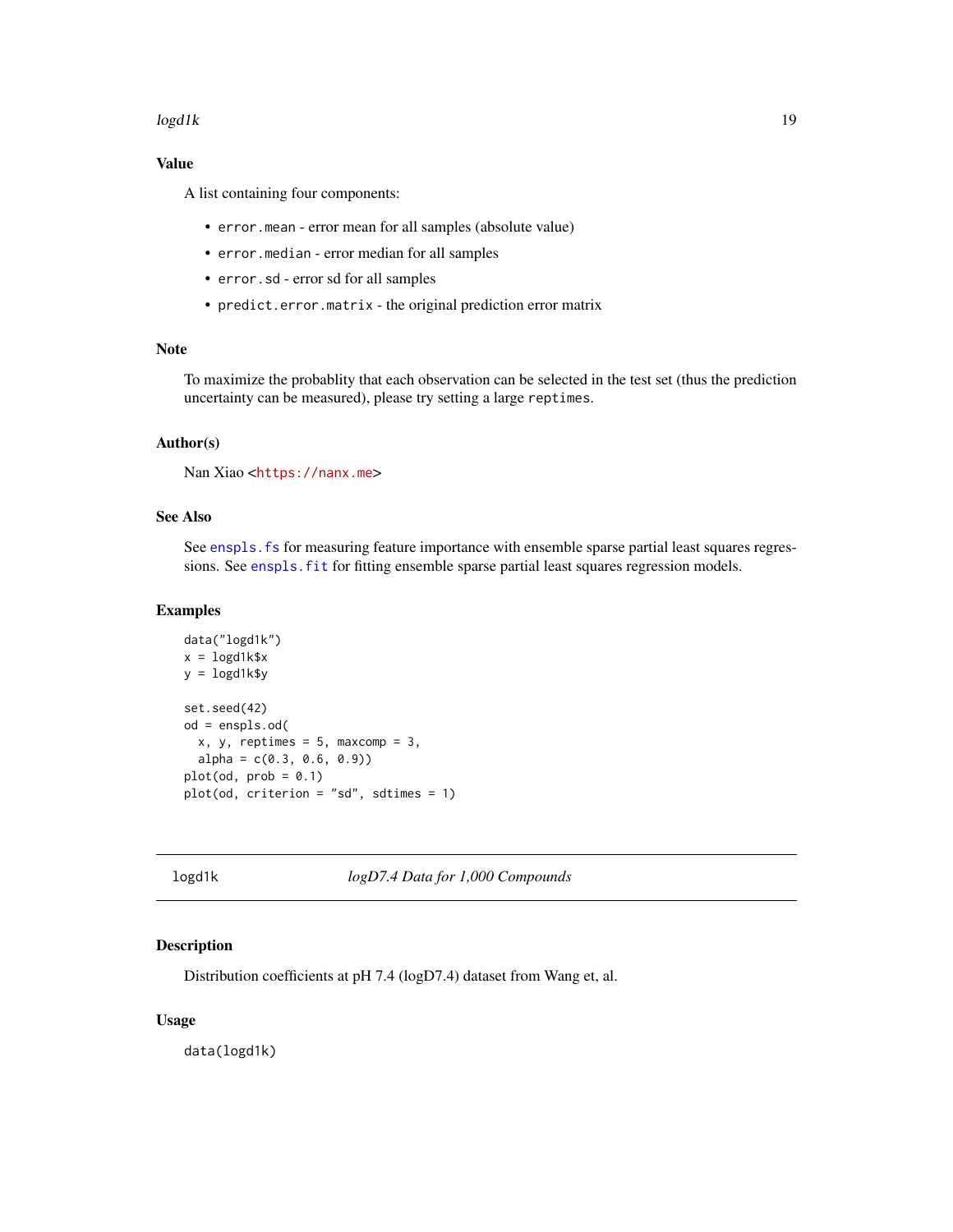### Value

A list containing four components:

- `error.mean` - error mean for all samples (absolute value)
- `error.median` - error median for all samples
- `error.sd` - error sd for all samples
- `predict.error.matrix` - the original prediction error matrix

### Note

To maximize the probablity that each observation can be selected in the test set (thus the prediction uncertainty can be measured), please try setting a large `reptimes`.

### Author(s)

Nan Xiao <https://nanx.me>

### See Also

See `enspls.fs` for measuring feature importance with ensemble sparse partial least squares regressions. See `enspls.fit` for fitting ensemble sparse partial least squares regression models.

### Examples

```
data("logd1k")
x = logd1k$x
y = logd1k$y

set.seed(42)
od = enspls.od(
  x, y, reptimes = 5, maxcomp = 3,
  alpha = c(0.3, 0.6, 0.9))
plot(od, prob = 0.1)
plot(od, criterion = "sd", sdtimes = 1)
```

---

## logd1k — *logD7.4 Data for 1,000 Compounds*

### Description

Distribution coefficients at pH 7.4 (logD7.4) dataset from Wang et, al.

### Usage

```
data(logd1k)
```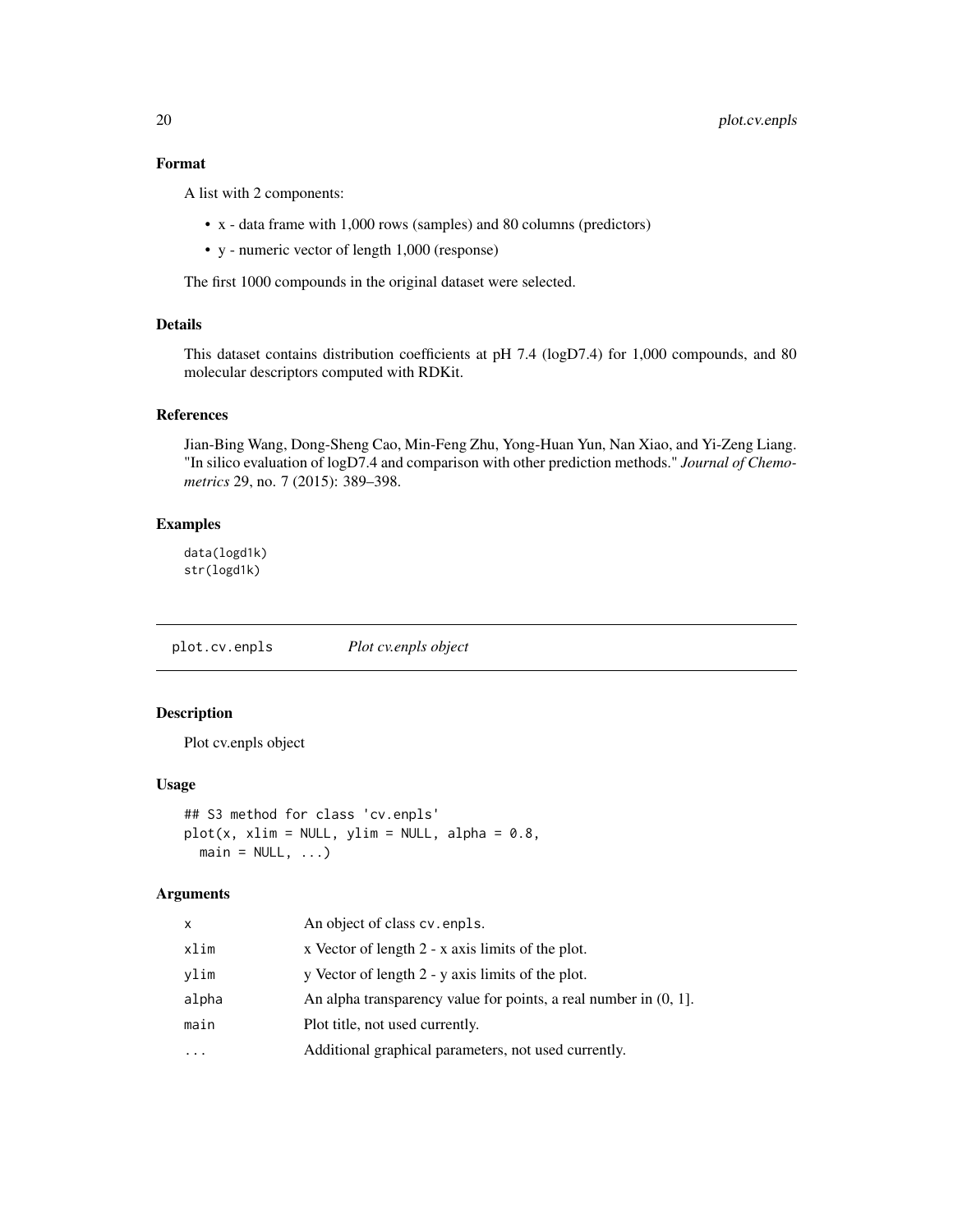### Format

A list with 2 components:

- x - data frame with 1,000 rows (samples) and 80 columns (predictors)
- y - numeric vector of length 1,000 (response)

The first 1000 compounds in the original dataset were selected.

### Details

This dataset contains distribution coefficients at pH 7.4 (logD7.4) for 1,000 compounds, and 80 molecular descriptors computed with RDKit.

### References

Jian-Bing Wang, Dong-Sheng Cao, Min-Feng Zhu, Yong-Huan Yun, Nan Xiao, and Yi-Zeng Liang. "In silico evaluation of logD7.4 and comparison with other prediction methods." *Journal of Chemometrics* 29, no. 7 (2015): 389–398.

### Examples

```
data(logd1k)
str(logd1k)
```

---

## plot.cv.enpls    *Plot cv.enpls object*

---

### Description

Plot cv.enpls object

### Usage

```
## S3 method for class 'cv.enpls'
plot(x, xlim = NULL, ylim = NULL, alpha = 0.8,
  main = NULL, ...)
```

### Arguments

| | |
|---|---|
| x | An object of class cv.enpls. |
| xlim | x Vector of length 2 - x axis limits of the plot. |
| ylim | y Vector of length 2 - y axis limits of the plot. |
| alpha | An alpha transparency value for points, a real number in (0, 1]. |
| main | Plot title, not used currently. |
| ... | Additional graphical parameters, not used currently. |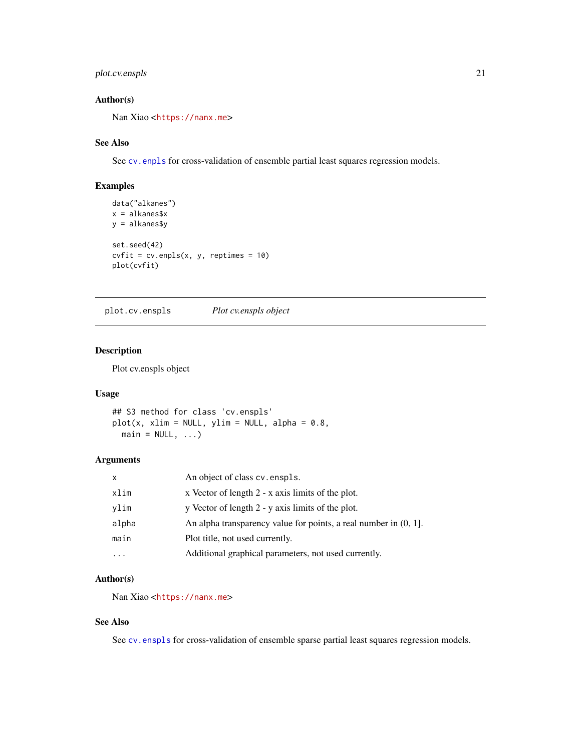## Author(s)

Nan Xiao <https://nanx.me>

## See Also

See `cv.enpls` for cross-validation of ensemble partial least squares regression models.

## Examples

```
data("alkanes")
x = alkanes$x
y = alkanes$y

set.seed(42)
cvfit = cv.enpls(x, y, reptimes = 10)
plot(cvfit)
```

---

# plot.cv.enspls — *Plot cv.enspls object*

---

## Description

Plot cv.enspls object

## Usage

```
## S3 method for class 'cv.enspls'
plot(x, xlim = NULL, ylim = NULL, alpha = 0.8,
  main = NULL, ...)
```

## Arguments

| | |
|---|---|
| `x` | An object of class `cv.enspls`. |
| `xlim` | x Vector of length 2 - x axis limits of the plot. |
| `ylim` | y Vector of length 2 - y axis limits of the plot. |
| `alpha` | An alpha transparency value for points, a real number in (0, 1]. |
| `main` | Plot title, not used currently. |
| `...` | Additional graphical parameters, not used currently. |

## Author(s)

Nan Xiao <https://nanx.me>

## See Also

See `cv.enspls` for cross-validation of ensemble sparse partial least squares regression models.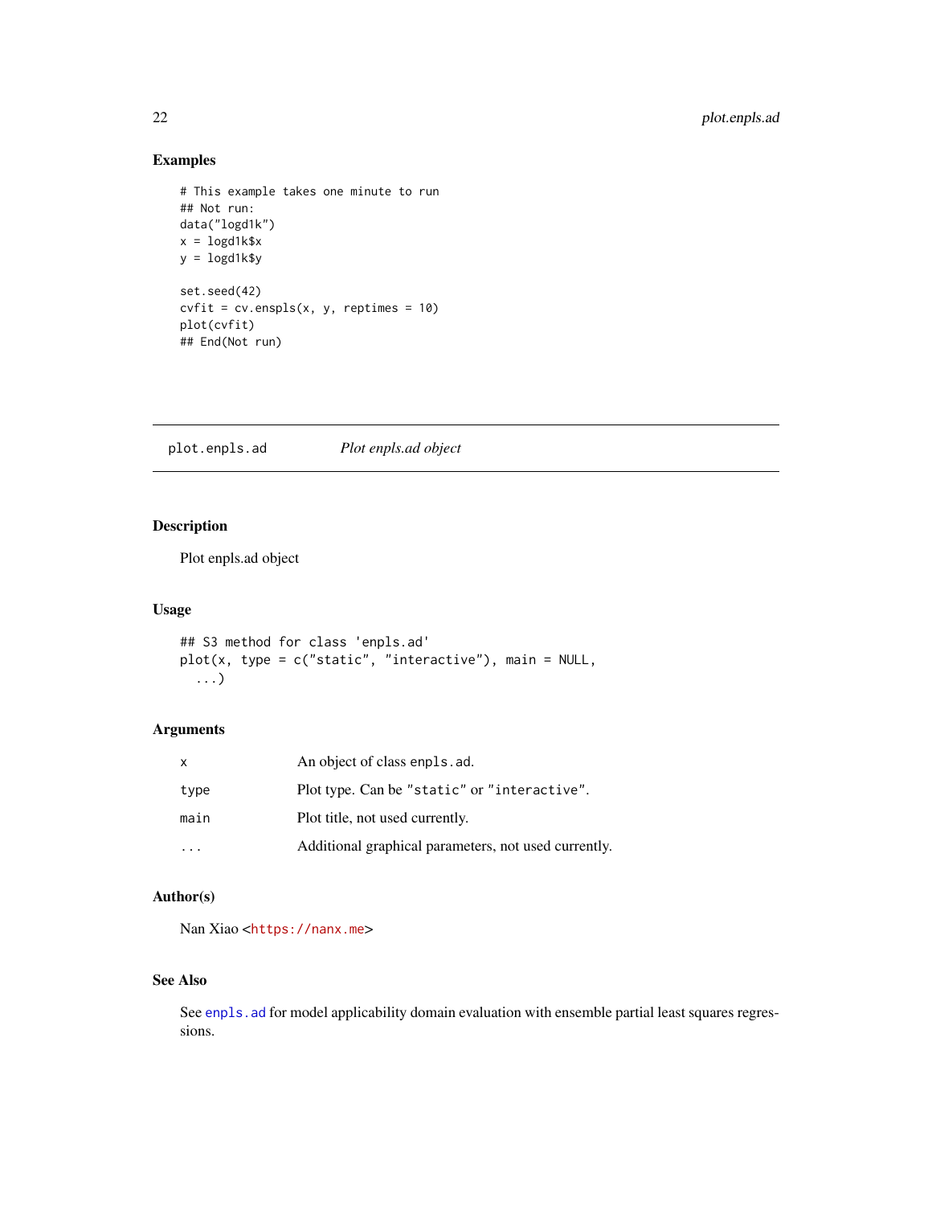## Examples

```
# This example takes one minute to run
## Not run:
data("logd1k")
x = logd1k$x
y = logd1k$y

set.seed(42)
cvfit = cv.enspls(x, y, reptimes = 10)
plot(cvfit)
## End(Not run)
```

---

# plot.enpls.ad *Plot enpls.ad object*

---

## Description

Plot enpls.ad object

## Usage

```
## S3 method for class 'enpls.ad'
plot(x, type = c("static", "interactive"), main = NULL,
  ...)
```

## Arguments

| | |
|---|---|
| x | An object of class `enpls.ad`. |
| type | Plot type. Can be `"static"` or `"interactive"`. |
| main | Plot title, not used currently. |
| ... | Additional graphical parameters, not used currently. |

## Author(s)

Nan Xiao <https://nanx.me>

## See Also

See `enpls.ad` for model applicability domain evaluation with ensemble partial least squares regressions.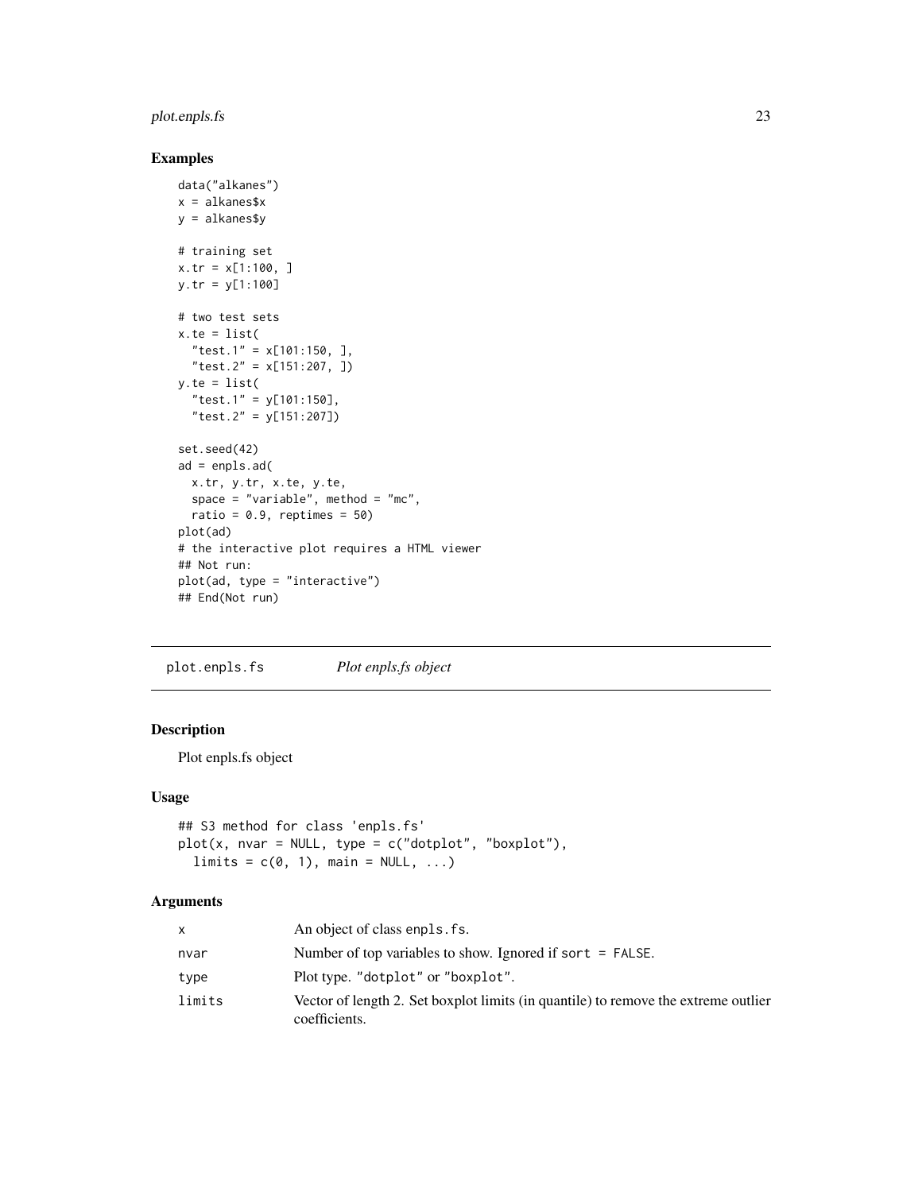## Examples

```
data("alkanes")
x = alkanes$x
y = alkanes$y

# training set
x.tr = x[1:100, ]
y.tr = y[1:100]

# two test sets
x.te = list(
  "test.1" = x[101:150, ],
  "test.2" = x[151:207, ])
y.te = list(
  "test.1" = y[101:150],
  "test.2" = y[151:207])

set.seed(42)
ad = enpls.ad(
  x.tr, y.tr, x.te, y.te,
  space = "variable", method = "mc",
  ratio = 0.9, reptimes = 50)
plot(ad)
# the interactive plot requires a HTML viewer
## Not run:
plot(ad, type = "interactive")
## End(Not run)
```

---

# plot.enpls.fs *Plot enpls.fs object*

## Description

Plot enpls.fs object

## Usage

```
## S3 method for class 'enpls.fs'
plot(x, nvar = NULL, type = c("dotplot", "boxplot"),
  limits = c(0, 1), main = NULL, ...)
```

## Arguments

| | |
|---|---|
| x | An object of class `enpls.fs`. |
| nvar | Number of top variables to show. Ignored if `sort = FALSE`. |
| type | Plot type. `"dotplot"` or `"boxplot"`. |
| limits | Vector of length 2. Set boxplot limits (in quantile) to remove the extreme outlier coefficients. |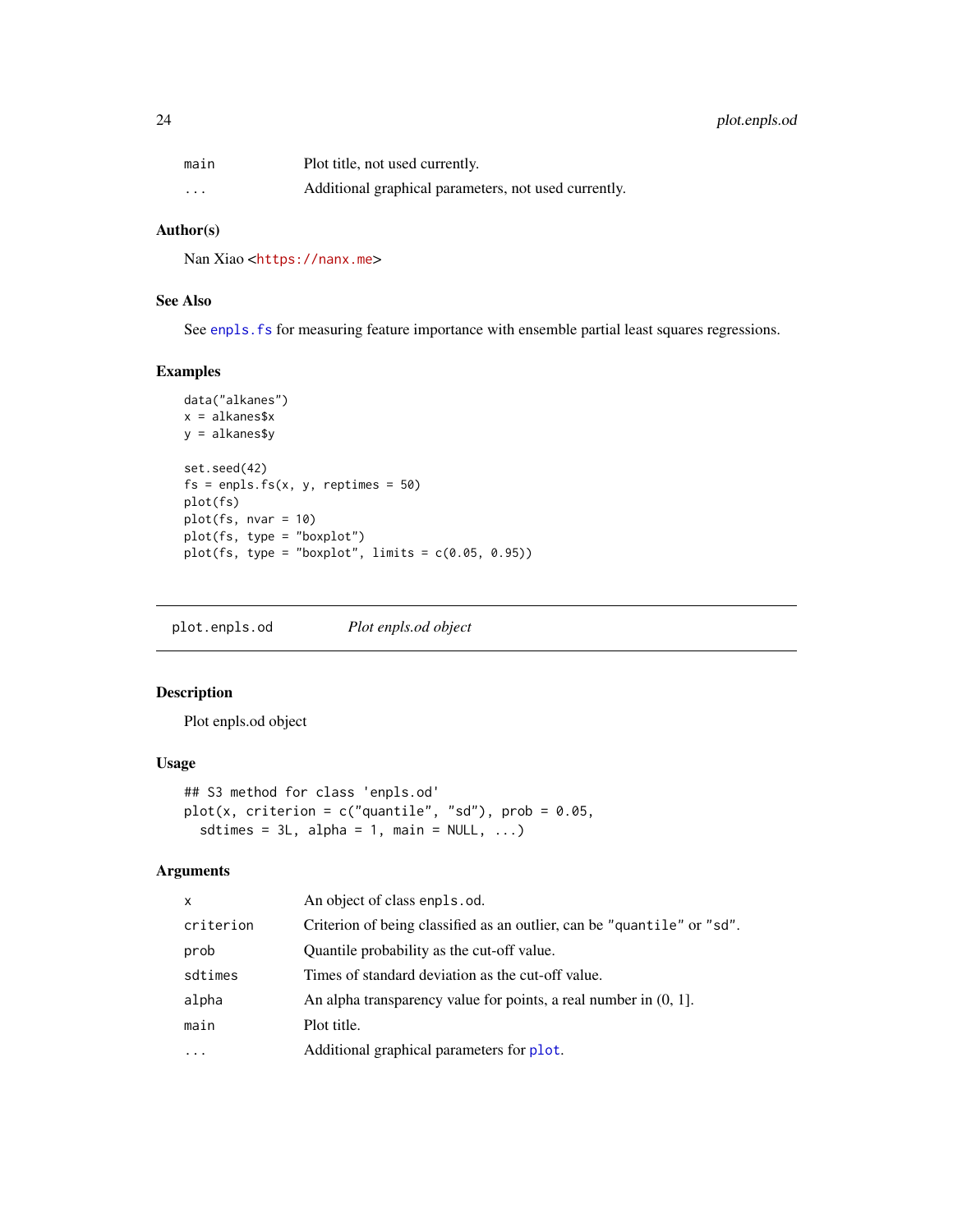| | |
|---|---|
| main | Plot title, not used currently. |
| ... | Additional graphical parameters, not used currently. |

### Author(s)

Nan Xiao <https://nanx.me>

### See Also

See `enpls.fs` for measuring feature importance with ensemble partial least squares regressions.

### Examples

```
data("alkanes")
x = alkanes$x
y = alkanes$y

set.seed(42)
fs = enpls.fs(x, y, reptimes = 50)
plot(fs)
plot(fs, nvar = 10)
plot(fs, type = "boxplot")
plot(fs, type = "boxplot", limits = c(0.05, 0.95))
```

---

## plot.enpls.od — *Plot enpls.od object*

### Description

Plot enpls.od object

### Usage

```
## S3 method for class 'enpls.od'
plot(x, criterion = c("quantile", "sd"), prob = 0.05,
  sdtimes = 3L, alpha = 1, main = NULL, ...)
```

### Arguments

| | |
|---|---|
| x | An object of class `enpls.od`. |
| criterion | Criterion of being classified as an outlier, can be `"quantile"` or `"sd"`. |
| prob | Quantile probability as the cut-off value. |
| sdtimes | Times of standard deviation as the cut-off value. |
| alpha | An alpha transparency value for points, a real number in (0, 1]. |
| main | Plot title. |
| ... | Additional graphical parameters for `plot`. |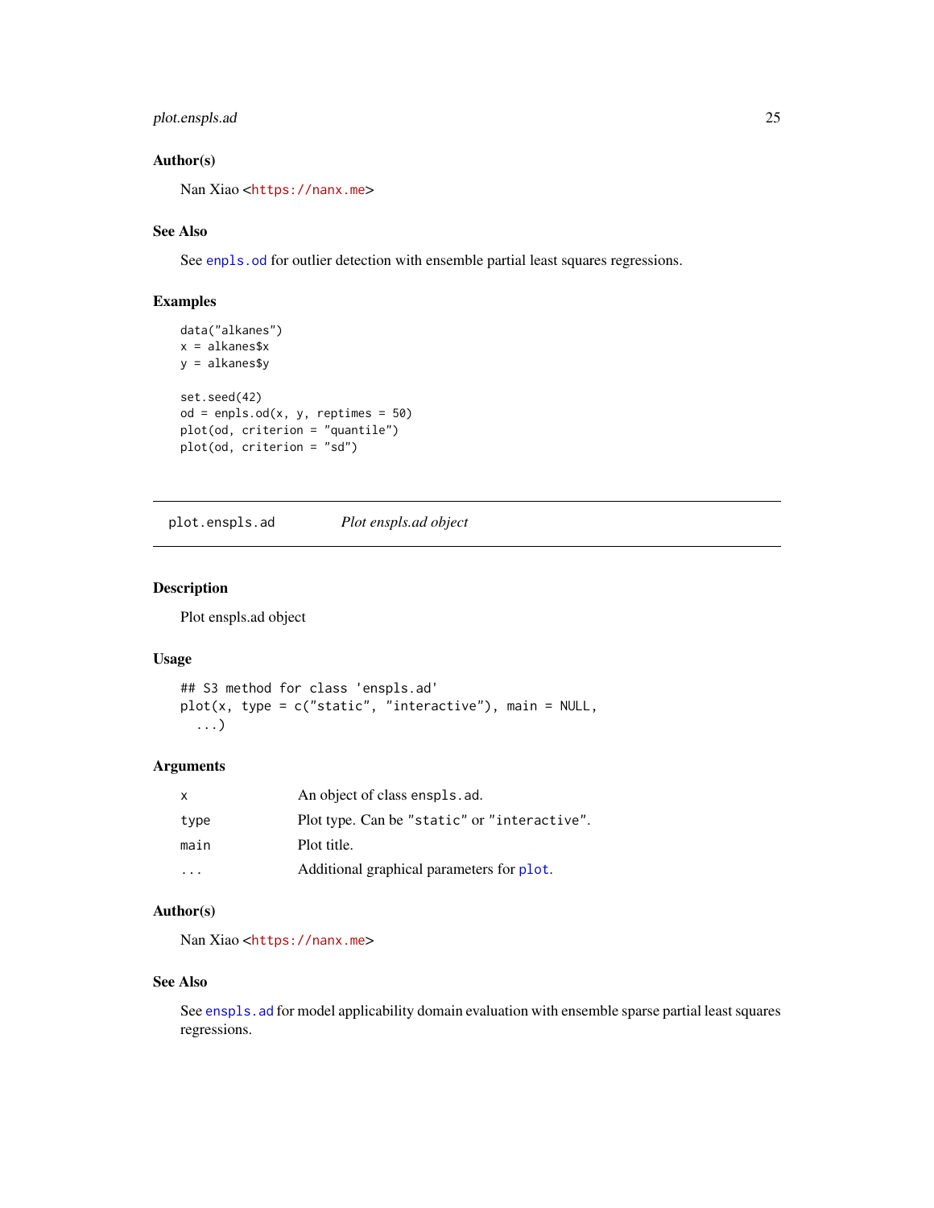## Author(s)

Nan Xiao <https://nanx.me>

## See Also

See `enpls.od` for outlier detection with ensemble partial least squares regressions.

## Examples

```
data("alkanes")
x = alkanes$x
y = alkanes$y

set.seed(42)
od = enpls.od(x, y, reptimes = 50)
plot(od, criterion = "quantile")
plot(od, criterion = "sd")
```

---

# plot.enspls.ad &nbsp;&nbsp;&nbsp;&nbsp; *Plot enspls.ad object*

## Description

Plot enspls.ad object

## Usage

```
## S3 method for class 'enspls.ad'
plot(x, type = c("static", "interactive"), main = NULL,
  ...)
```

## Arguments

| | |
|---|---|
| `x` | An object of class `enspls.ad`. |
| `type` | Plot type. Can be `"static"` or `"interactive"`. |
| `main` | Plot title. |
| `...` | Additional graphical parameters for `plot`. |

## Author(s)

Nan Xiao <https://nanx.me>

## See Also

See `enspls.ad` for model applicability domain evaluation with ensemble sparse partial least squares regressions.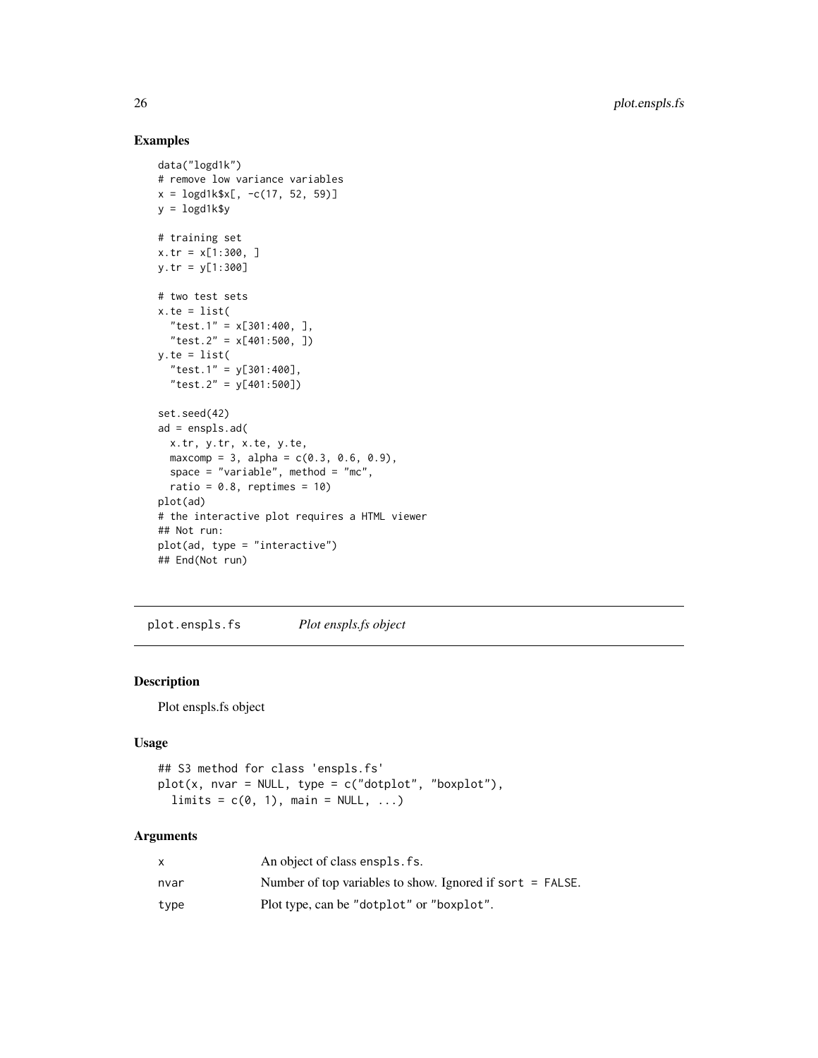## Examples

```
data("logd1k")
# remove low variance variables
x = logd1k$x[, -c(17, 52, 59)]
y = logd1k$y

# training set
x.tr = x[1:300, ]
y.tr = y[1:300]

# two test sets
x.te = list(
  "test.1" = x[301:400, ],
  "test.2" = x[401:500, ])
y.te = list(
  "test.1" = y[301:400],
  "test.2" = y[401:500])

set.seed(42)
ad = enspls.ad(
  x.tr, y.tr, x.te, y.te,
  maxcomp = 3, alpha = c(0.3, 0.6, 0.9),
  space = "variable", method = "mc",
  ratio = 0.8, reptimes = 10)
plot(ad)
# the interactive plot requires a HTML viewer
## Not run:
plot(ad, type = "interactive")
## End(Not run)
```

---

# plot.enspls.fs &nbsp;&nbsp;&nbsp; *Plot enspls.fs object*

## Description

Plot enspls.fs object

## Usage

```
## S3 method for class 'enspls.fs'
plot(x, nvar = NULL, type = c("dotplot", "boxplot"),
  limits = c(0, 1), main = NULL, ...)
```

## Arguments

| | |
|---|---|
| `x` | An object of class `enspls.fs`. |
| `nvar` | Number of top variables to show. Ignored if `sort = FALSE`. |
| `type` | Plot type, can be `"dotplot"` or `"boxplot"`. |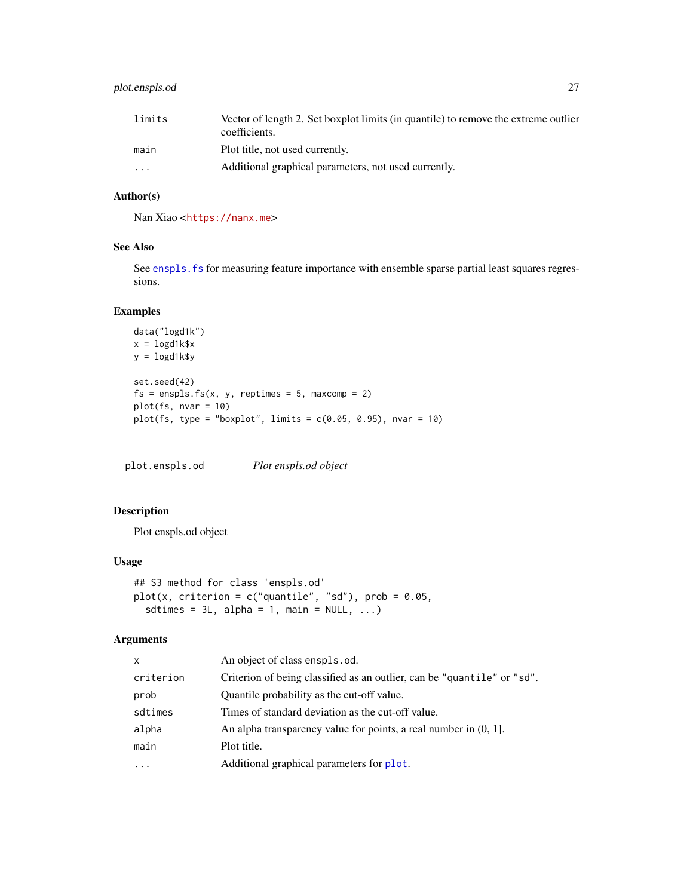| | |
|---|---|
| limits | Vector of length 2. Set boxplot limits (in quantile) to remove the extreme outlier coefficients. |
| main | Plot title, not used currently. |
| ... | Additional graphical parameters, not used currently. |

### Author(s)

Nan Xiao <https://nanx.me>

### See Also

See enspls.fs for measuring feature importance with ensemble sparse partial least squares regressions.

### Examples

```
data("logd1k")
x = logd1k$x
y = logd1k$y

set.seed(42)
fs = enspls.fs(x, y, reptimes = 5, maxcomp = 2)
plot(fs, nvar = 10)
plot(fs, type = "boxplot", limits = c(0.05, 0.95), nvar = 10)
```

---

## plot.enspls.od *Plot enspls.od object*

### Description

Plot enspls.od object

### Usage

```
## S3 method for class 'enspls.od'
plot(x, criterion = c("quantile", "sd"), prob = 0.05,
  sdtimes = 3L, alpha = 1, main = NULL, ...)
```

### Arguments

| | |
|---|---|
| x | An object of class enspls.od. |
| criterion | Criterion of being classified as an outlier, can be "quantile" or "sd". |
| prob | Quantile probability as the cut-off value. |
| sdtimes | Times of standard deviation as the cut-off value. |
| alpha | An alpha transparency value for points, a real number in (0, 1]. |
| main | Plot title. |
| ... | Additional graphical parameters for plot. |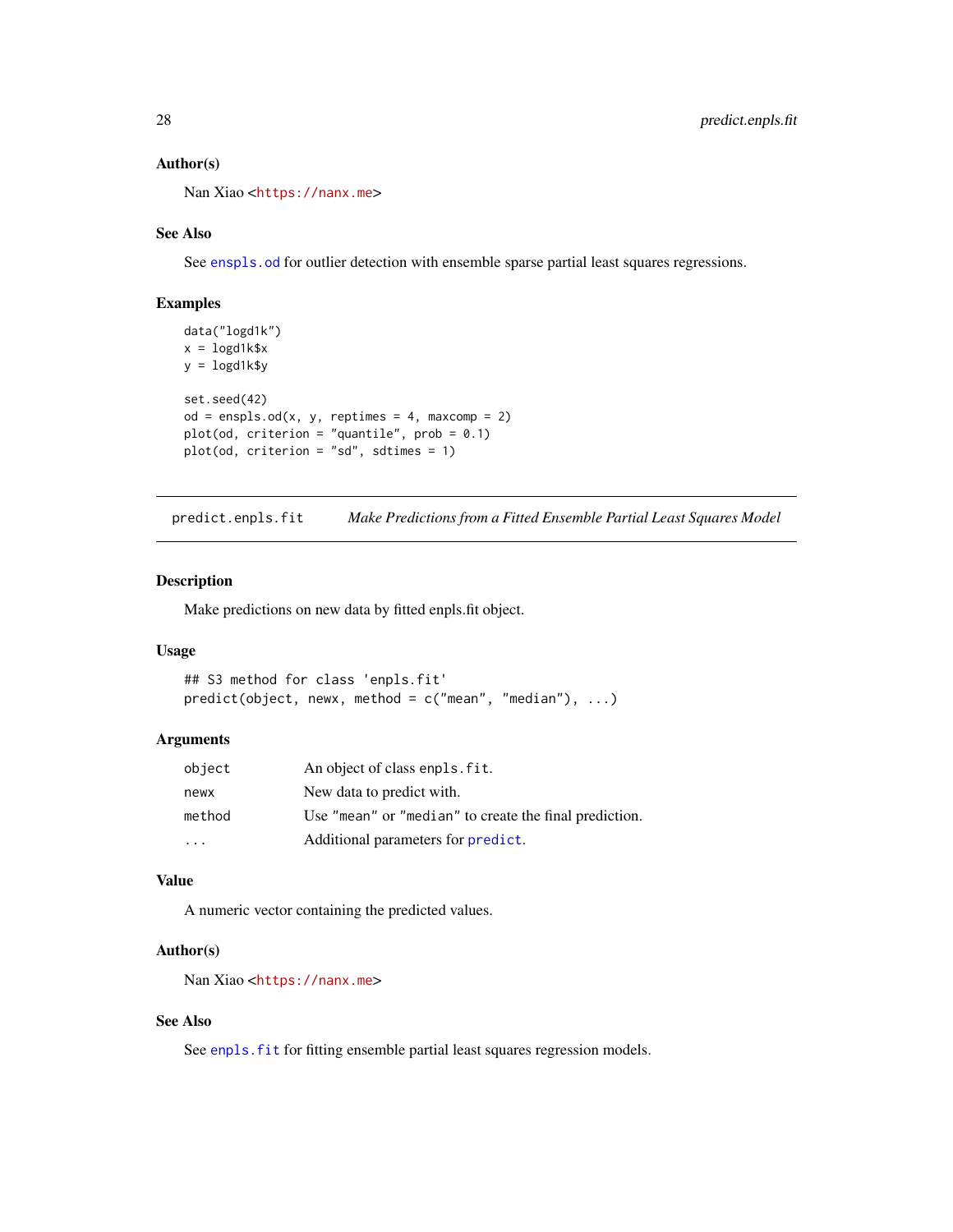### Author(s)

Nan Xiao <https://nanx.me>

### See Also

See enspls.od for outlier detection with ensemble sparse partial least squares regressions.

### Examples

```
data("logd1k")
x = logd1k$x
y = logd1k$y

set.seed(42)
od = enspls.od(x, y, reptimes = 4, maxcomp = 2)
plot(od, criterion = "quantile", prob = 0.1)
plot(od, criterion = "sd", sdtimes = 1)
```

---

## predict.enpls.fit — *Make Predictions from a Fitted Ensemble Partial Least Squares Model*

### Description

Make predictions on new data by fitted enpls.fit object.

### Usage

```
## S3 method for class 'enpls.fit'
predict(object, newx, method = c("mean", "median"), ...)
```

### Arguments

| | |
|---|---|
| object | An object of class enpls.fit. |
| newx | New data to predict with. |
| method | Use "mean" or "median" to create the final prediction. |
| ... | Additional parameters for predict. |

### Value

A numeric vector containing the predicted values.

### Author(s)

Nan Xiao <https://nanx.me>

### See Also

See enpls.fit for fitting ensemble partial least squares regression models.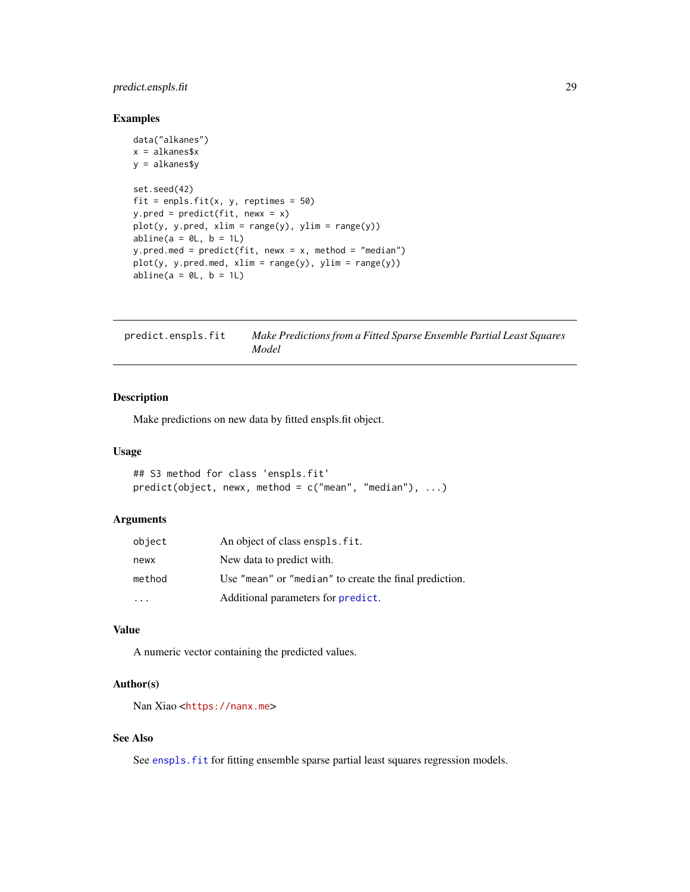### Examples

```
data("alkanes")
x = alkanes$x
y = alkanes$y

set.seed(42)
fit = enpls.fit(x, y, reptimes = 50)
y.pred = predict(fit, newx = x)
plot(y, y.pred, xlim = range(y), ylim = range(y))
abline(a = 0L, b = 1L)
y.pred.med = predict(fit, newx = x, method = "median")
plot(y, y.pred.med, xlim = range(y), ylim = range(y))
abline(a = 0L, b = 1L)
```

---

## predict.enspls.fit — *Make Predictions from a Fitted Sparse Ensemble Partial Least Squares Model*

---

### Description

Make predictions on new data by fitted enspls.fit object.

### Usage

```
## S3 method for class 'enspls.fit'
predict(object, newx, method = c("mean", "median"), ...)
```

### Arguments

| | |
|---|---|
| `object` | An object of class `enspls.fit`. |
| `newx` | New data to predict with. |
| `method` | Use `"mean"` or `"median"` to create the final prediction. |
| `...` | Additional parameters for `predict`. |

### Value

A numeric vector containing the predicted values.

### Author(s)

Nan Xiao <https://nanx.me>

### See Also

See `enspls.fit` for fitting ensemble sparse partial least squares regression models.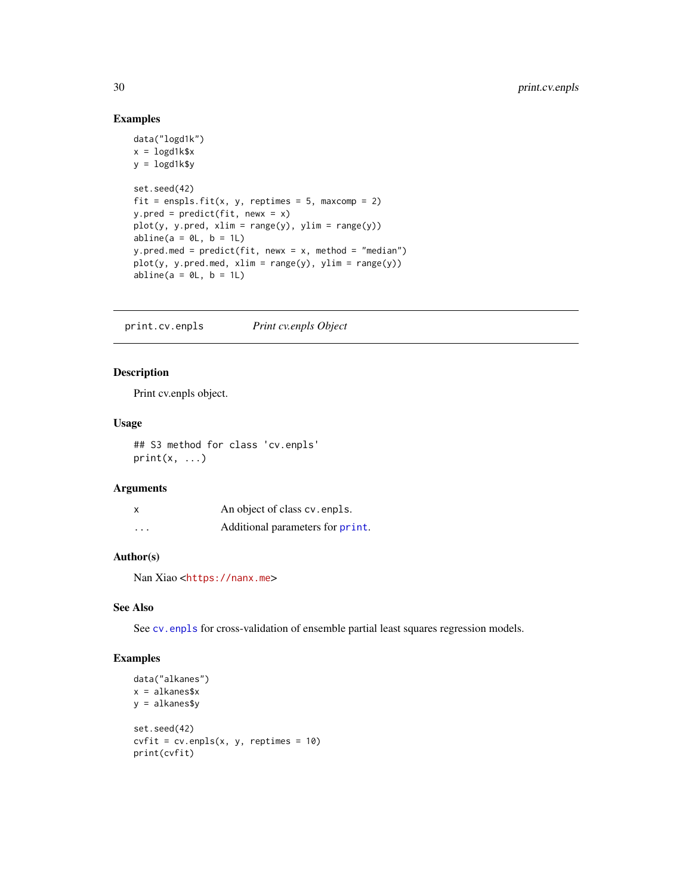### Examples

```
data("logd1k")
x = logd1k$x
y = logd1k$y

set.seed(42)
fit = enspls.fit(x, y, reptimes = 5, maxcomp = 2)
y.pred = predict(fit, newx = x)
plot(y, y.pred, xlim = range(y), ylim = range(y))
abline(a = 0L, b = 1L)
y.pred.med = predict(fit, newx = x, method = "median")
plot(y, y.pred.med, xlim = range(y), ylim = range(y))
abline(a = 0L, b = 1L)
```

---

## print.cv.enpls &nbsp;&nbsp;&nbsp;&nbsp; *Print cv.enpls Object*

---

### Description

Print cv.enpls object.

### Usage

```
## S3 method for class 'cv.enpls'
print(x, ...)
```

### Arguments

| | |
|---|---|
| x | An object of class cv.enpls. |
| ... | Additional parameters for print. |

### Author(s)

Nan Xiao <https://nanx.me>

### See Also

See cv.enpls for cross-validation of ensemble partial least squares regression models.

### Examples

```
data("alkanes")
x = alkanes$x
y = alkanes$y

set.seed(42)
cvfit = cv.enpls(x, y, reptimes = 10)
print(cvfit)
```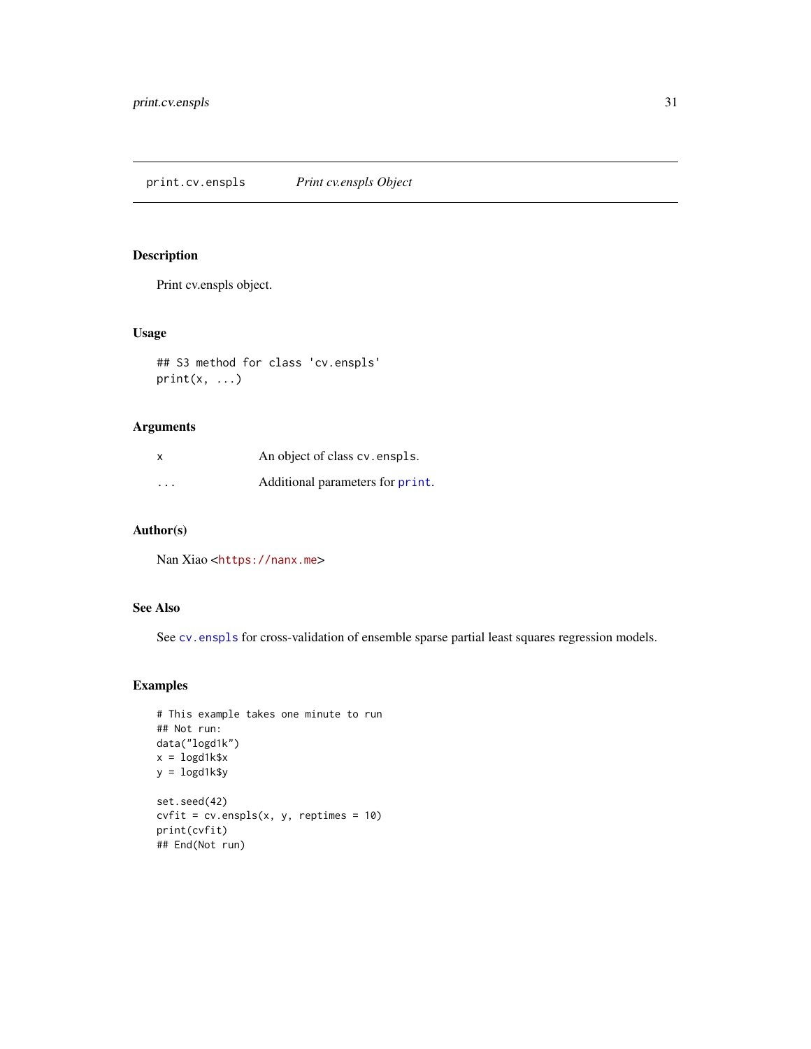# print.cv.enspls — *Print cv.enspls Object*

## Description

Print cv.enspls object.

## Usage

```
## S3 method for class 'cv.enspls'
print(x, ...)
```

## Arguments

| | |
|---|---|
| x | An object of class `cv.enspls`. |
| ... | Additional parameters for `print`. |

## Author(s)

Nan Xiao <https://nanx.me>

## See Also

See `cv.enspls` for cross-validation of ensemble sparse partial least squares regression models.

## Examples

```
# This example takes one minute to run
## Not run:
data("logd1k")
x = logd1k$x
y = logd1k$y

set.seed(42)
cvfit = cv.enspls(x, y, reptimes = 10)
print(cvfit)
## End(Not run)
```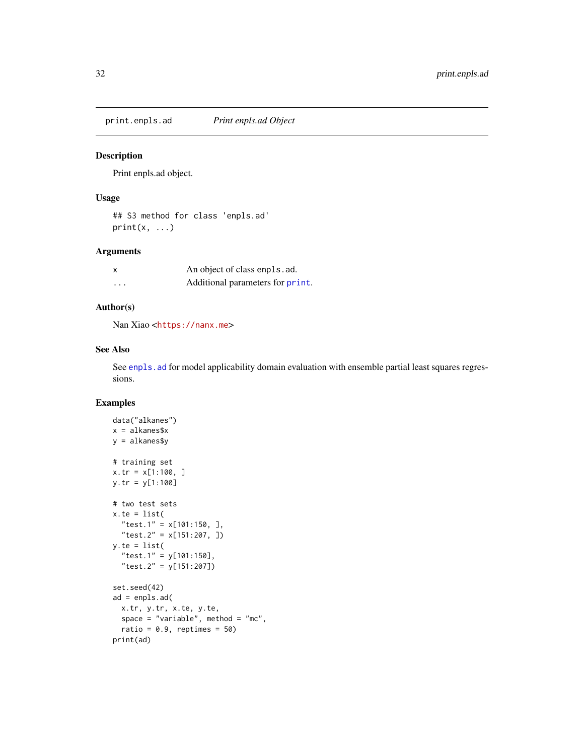print.enpls.ad    *Print enpls.ad Object*

## Description

Print enpls.ad object.

## Usage

```
## S3 method for class 'enpls.ad'
print(x, ...)
```

## Arguments

| | |
|---|---|
| x | An object of class `enpls.ad`. |
| ... | Additional parameters for `print`. |

## Author(s)

Nan Xiao <https://nanx.me>

## See Also

See `enpls.ad` for model applicability domain evaluation with ensemble partial least squares regressions.

## Examples

```
data("alkanes")
x = alkanes$x
y = alkanes$y

# training set
x.tr = x[1:100, ]
y.tr = y[1:100]

# two test sets
x.te = list(
  "test.1" = x[101:150, ],
  "test.2" = x[151:207, ])
y.te = list(
  "test.1" = y[101:150],
  "test.2" = y[151:207])

set.seed(42)
ad = enpls.ad(
  x.tr, y.tr, x.te, y.te,
  space = "variable", method = "mc",
  ratio = 0.9, reptimes = 50)
print(ad)
```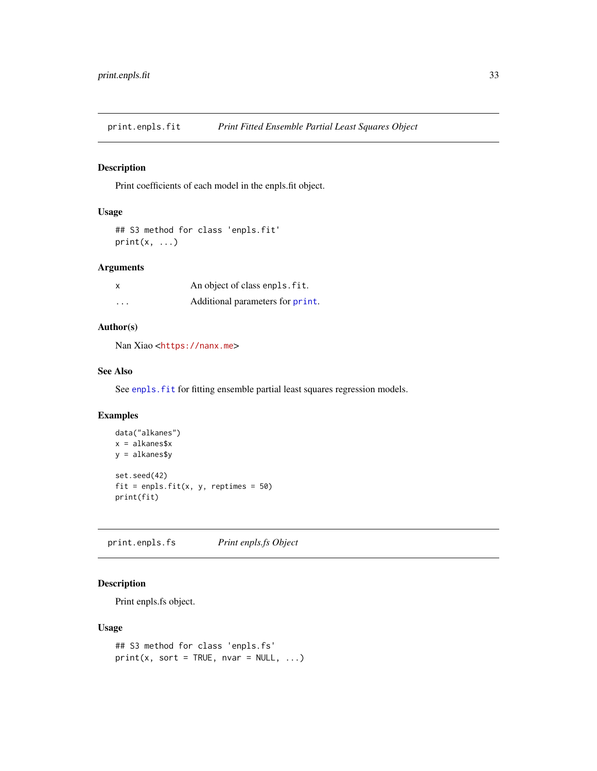## print.enpls.fit — *Print Fitted Ensemble Partial Least Squares Object*

### Description

Print coefficients of each model in the enpls.fit object.

### Usage

```
## S3 method for class 'enpls.fit'
print(x, ...)
```

### Arguments

| | |
|---|---|
| x | An object of class `enpls.fit`. |
| ... | Additional parameters for `print`. |

### Author(s)

Nan Xiao <https://nanx.me>

### See Also

See `enpls.fit` for fitting ensemble partial least squares regression models.

### Examples

```
data("alkanes")
x = alkanes$x
y = alkanes$y

set.seed(42)
fit = enpls.fit(x, y, reptimes = 50)
print(fit)
```

## print.enpls.fs — *Print enpls.fs Object*

### Description

Print enpls.fs object.

### Usage

```
## S3 method for class 'enpls.fs'
print(x, sort = TRUE, nvar = NULL, ...)
```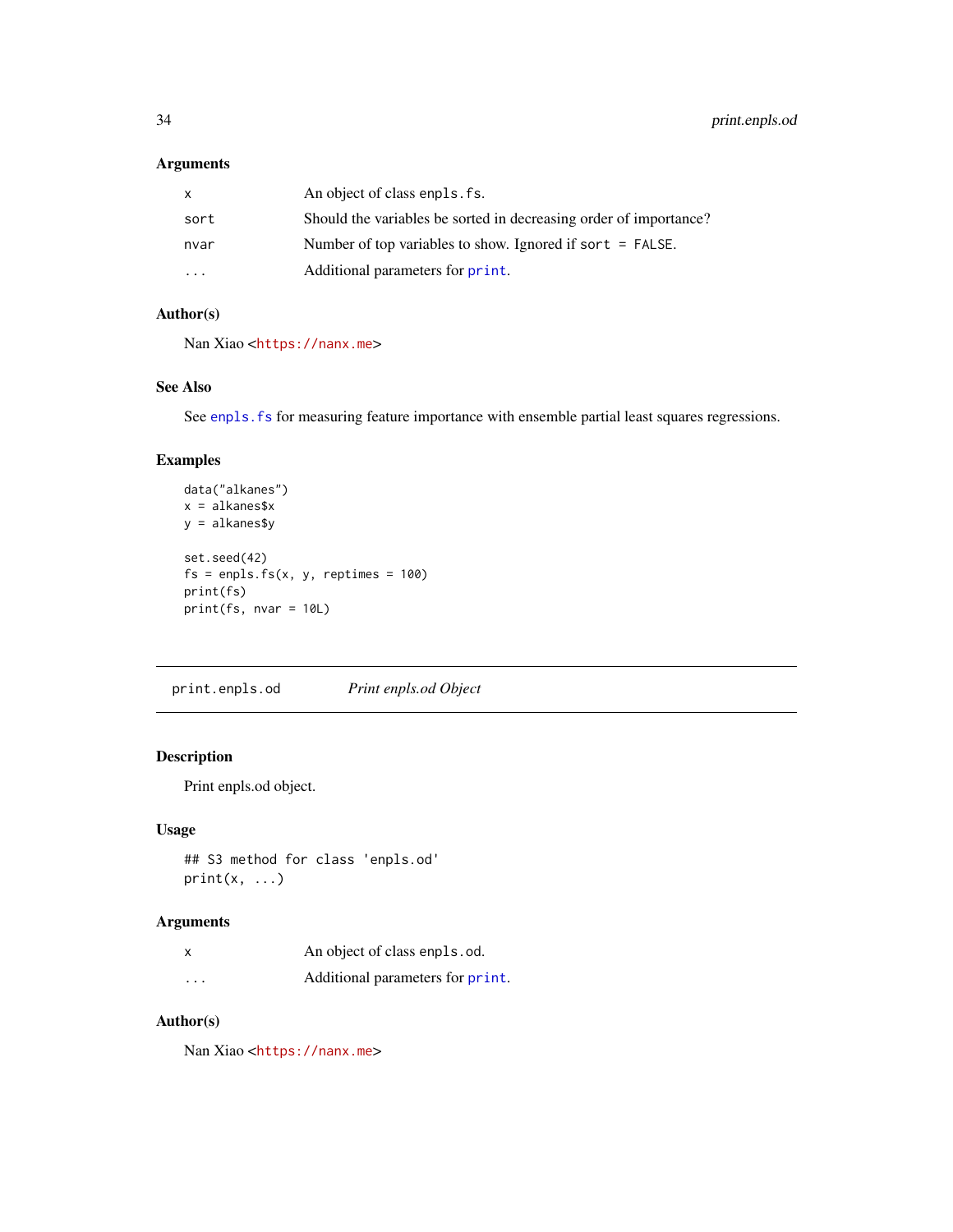### Arguments

| | |
|---|---|
| `x` | An object of class `enpls.fs`. |
| `sort` | Should the variables be sorted in decreasing order of importance? |
| `nvar` | Number of top variables to show. Ignored if `sort = FALSE`. |
| `...` | Additional parameters for `print`. |

### Author(s)

Nan Xiao <https://nanx.me>

### See Also

See `enpls.fs` for measuring feature importance with ensemble partial least squares regressions.

### Examples

```
data("alkanes")
x = alkanes$x
y = alkanes$y

set.seed(42)
fs = enpls.fs(x, y, reptimes = 100)
print(fs)
print(fs, nvar = 10L)
```

---

## print.enpls.od *Print enpls.od Object*

---

### Description

Print enpls.od object.

### Usage

```
## S3 method for class 'enpls.od'
print(x, ...)
```

### Arguments

| | |
|---|---|
| `x` | An object of class `enpls.od`. |
| `...` | Additional parameters for `print`. |

### Author(s)

Nan Xiao <https://nanx.me>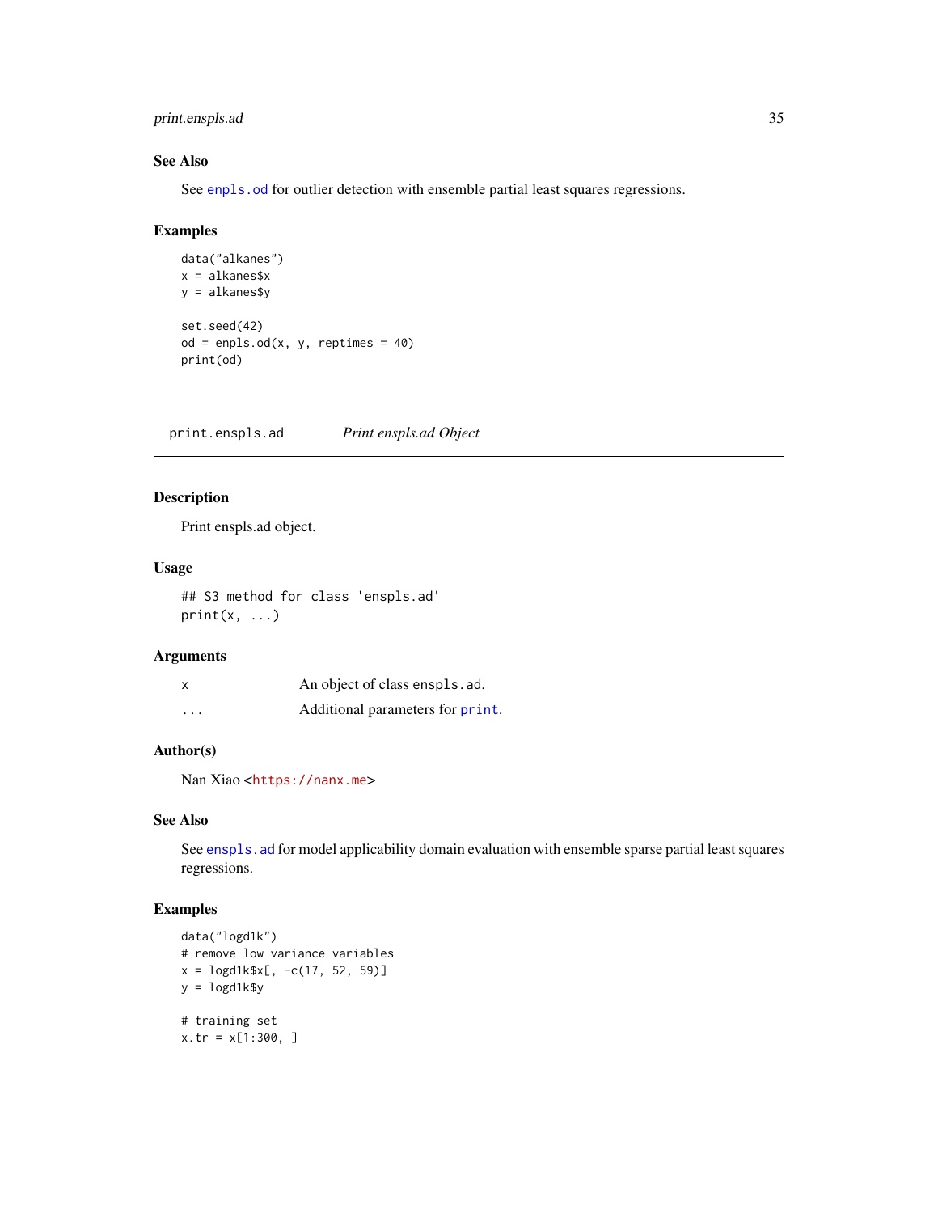## See Also

See `enpls.od` for outlier detection with ensemble partial least squares regressions.

## Examples

```
data("alkanes")
x = alkanes$x
y = alkanes$y

set.seed(42)
od = enpls.od(x, y, reptimes = 40)
print(od)
```

---

# print.enspls.ad — *Print enspls.ad Object*

## Description

Print enspls.ad object.

## Usage

```
## S3 method for class 'enspls.ad'
print(x, ...)
```

## Arguments

| | |
|---|---|
| x | An object of class `enspls.ad`. |
| ... | Additional parameters for `print`. |

## Author(s)

Nan Xiao <https://nanx.me>

## See Also

See `enspls.ad` for model applicability domain evaluation with ensemble sparse partial least squares regressions.

## Examples

```
data("logd1k")
# remove low variance variables
x = logd1k$x[, -c(17, 52, 59)]
y = logd1k$y

# training set
x.tr = x[1:300, ]
```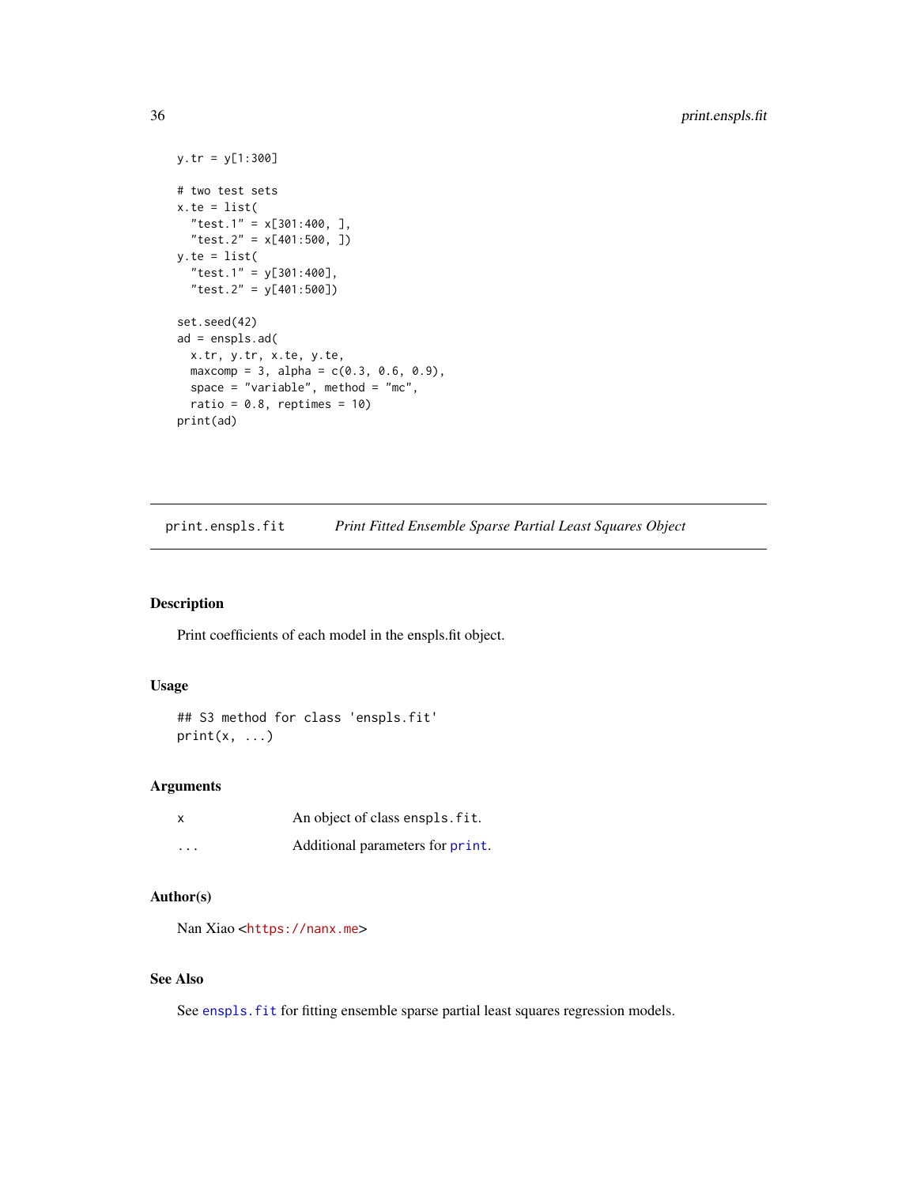```
y.tr = y[1:300]

# two test sets
x.te = list(
  "test.1" = x[301:400, ],
  "test.2" = x[401:500, ])
y.te = list(
  "test.1" = y[301:400],
  "test.2" = y[401:500])

set.seed(42)
ad = enspls.ad(
  x.tr, y.tr, x.te, y.te,
  maxcomp = 3, alpha = c(0.3, 0.6, 0.9),
  space = "variable", method = "mc",
  ratio = 0.8, reptimes = 10)
print(ad)
```

---

## print.enspls.fit — *Print Fitted Ensemble Sparse Partial Least Squares Object*

---

### Description

Print coefficients of each model in the enspls.fit object.

### Usage

```
## S3 method for class 'enspls.fit'
print(x, ...)
```

### Arguments

| | |
|---|---|
| x | An object of class `enspls.fit`. |
| ... | Additional parameters for `print`. |

### Author(s)

Nan Xiao <https://nanx.me>

### See Also

See `enspls.fit` for fitting ensemble sparse partial least squares regression models.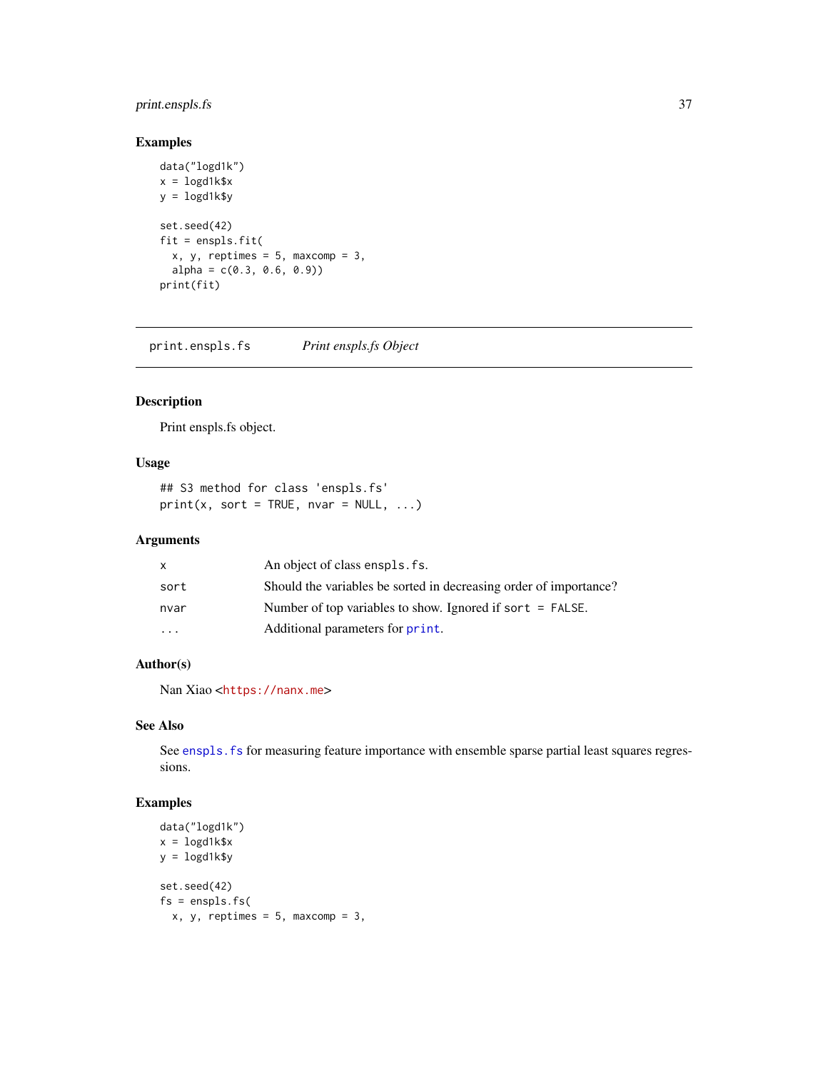## Examples

```
data("logd1k")
x = logd1k$x
y = logd1k$y

set.seed(42)
fit = enspls.fit(
  x, y, reptimes = 5, maxcomp = 3,
  alpha = c(0.3, 0.6, 0.9))
print(fit)
```

---

print.enspls.fs &nbsp;&nbsp;&nbsp;&nbsp; *Print enspls.fs Object*

---

## Description

Print enspls.fs object.

## Usage

```
## S3 method for class 'enspls.fs'
print(x, sort = TRUE, nvar = NULL, ...)
```

## Arguments

| | |
|---|---|
| x | An object of class enspls.fs. |
| sort | Should the variables be sorted in decreasing order of importance? |
| nvar | Number of top variables to show. Ignored if sort = FALSE. |
| ... | Additional parameters for print. |

## Author(s)

Nan Xiao <https://nanx.me>

## See Also

See enspls.fs for measuring feature importance with ensemble sparse partial least squares regressions.

## Examples

```
data("logd1k")
x = logd1k$x
y = logd1k$y

set.seed(42)
fs = enspls.fs(
  x, y, reptimes = 5, maxcomp = 3,
```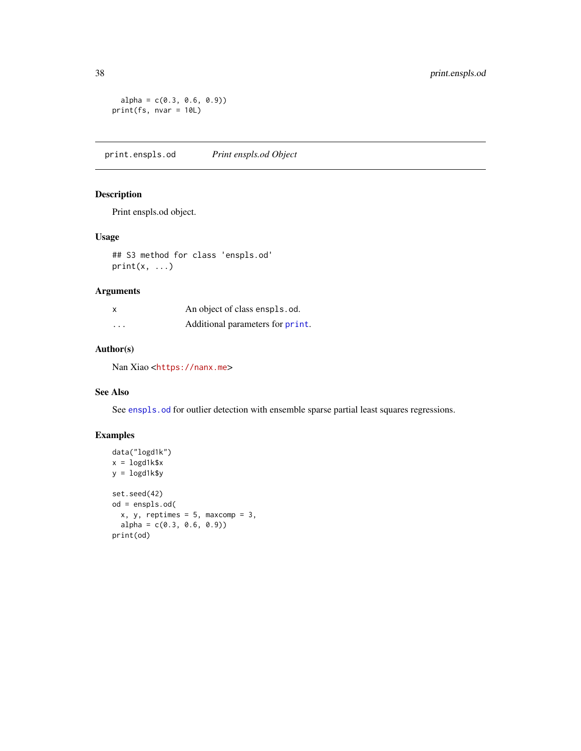```
  alpha = c(0.3, 0.6, 0.9))
print(fs, nvar = 10L)
```

## print.enspls.od *Print enspls.od Object*

### Description

Print enspls.od object.

### Usage

```
## S3 method for class 'enspls.od'
print(x, ...)
```

### Arguments

| | |
|---|---|
| x | An object of class `enspls.od`. |
| ... | Additional parameters for `print`. |

### Author(s)

Nan Xiao <https://nanx.me>

### See Also

See `enspls.od` for outlier detection with ensemble sparse partial least squares regressions.

### Examples

```
data("logd1k")
x = logd1k$x
y = logd1k$y

set.seed(42)
od = enspls.od(
  x, y, reptimes = 5, maxcomp = 3,
  alpha = c(0.3, 0.6, 0.9))
print(od)
```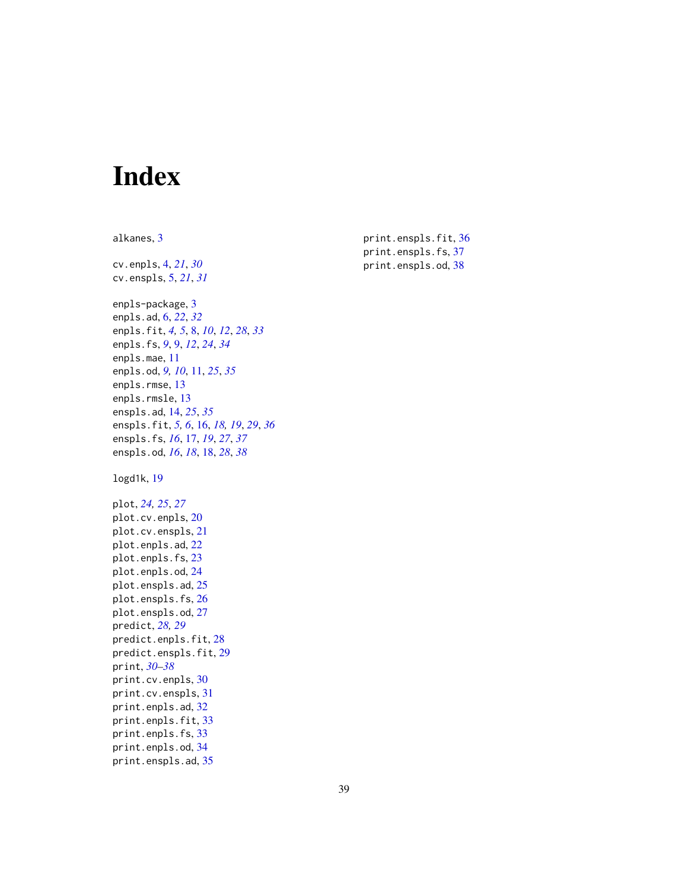# Index

alkanes, 3

cv.enpls, 4, *21*, *30*
cv.enspls, 5, *21*, *31*

enpls-package, 3
enpls.ad, 6, *22*, *32*
enpls.fit, *4, 5*, 8, *10*, *12*, *28*, *33*
enpls.fs, *9*, 9, *12*, *24*, *34*
enpls.mae, 11
enpls.od, *9, 10*, 11, *25*, *35*
enpls.rmse, 13
enpls.rmsle, 13
enspls.ad, 14, *25*, *35*
enspls.fit, *5, 6*, 16, *18, 19*, *29*, *36*
enspls.fs, *16*, 17, *19*, *27*, *37*
enspls.od, *16*, *18*, 18, *28*, *38*

logd1k, 19

plot, *24, 25*, *27*
plot.cv.enpls, 20
plot.cv.enspls, 21
plot.enpls.ad, 22
plot.enpls.fs, 23
plot.enpls.od, 24
plot.enspls.ad, 25
plot.enspls.fs, 26
plot.enspls.od, 27
predict, *28, 29*
predict.enpls.fit, 28
predict.enspls.fit, 29
print, *30–38*
print.cv.enpls, 30
print.cv.enspls, 31
print.enpls.ad, 32
print.enpls.fit, 33
print.enpls.fs, 33
print.enpls.od, 34
print.enspls.ad, 35
print.enspls.fit, 36
print.enspls.fs, 37
print.enspls.od, 38